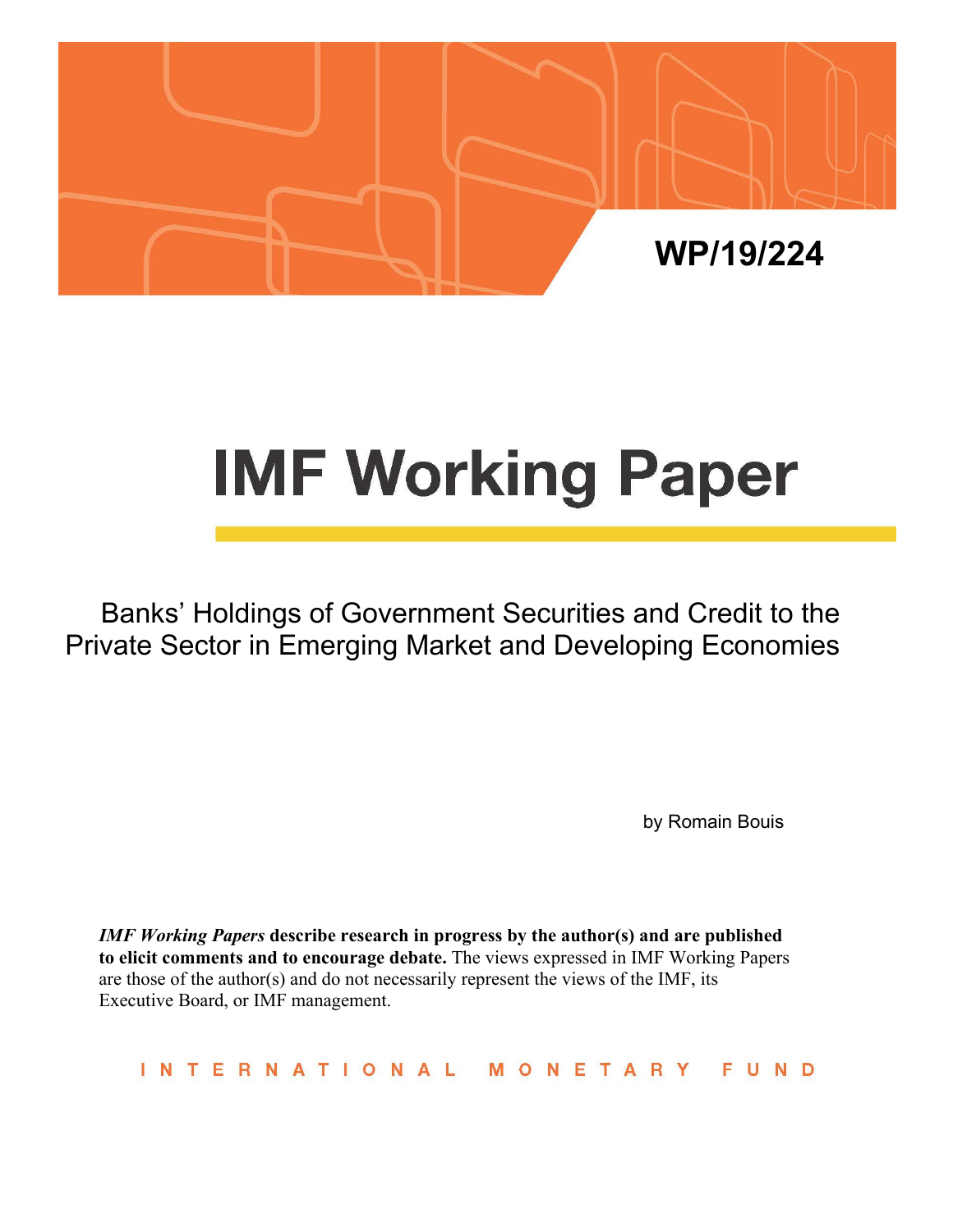WP/19/224

# IMF Working Paper

Banks' Holdings of Government Securities and Credit to the Private Sector in Emerging Market and Developing Economies

by Romain Bouis

***IMF Working Papers*** **describe research in progress by the author(s) and are published to elicit comments and to encourage debate.** The views expressed in IMF Working Papers are those of the author(s) and do not necessarily represent the views of the IMF, its Executive Board, or IMF management.

INTERNATIONAL MONETARY FUND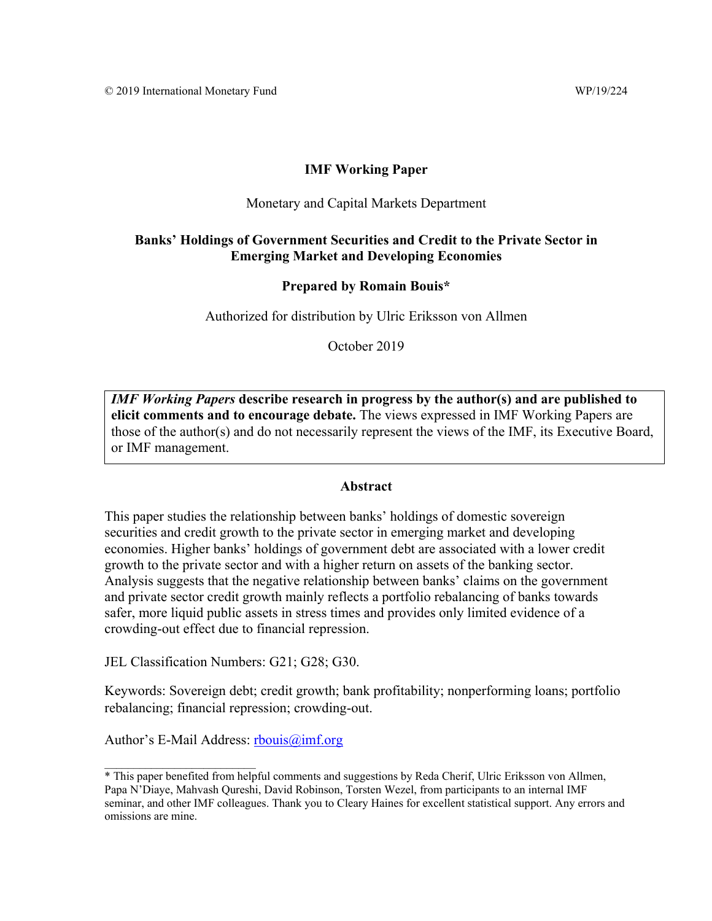© 2019 International Monetary Fund WP/19/224

**IMF Working Paper**

Monetary and Capital Markets Department

**Banks' Holdings of Government Securities and Credit to the Private Sector in Emerging Market and Developing Economies**

**Prepared by Romain Bouis***

Authorized for distribution by Ulric Eriksson von Allmen

October 2019

> ***IMF Working Papers* describe research in progress by the author(s) and are published to elicit comments and to encourage debate.** The views expressed in IMF Working Papers are those of the author(s) and do not necessarily represent the views of the IMF, its Executive Board, or IMF management.

**Abstract**

This paper studies the relationship between banks' holdings of domestic sovereign securities and credit growth to the private sector in emerging market and developing economies. Higher banks' holdings of government debt are associated with a lower credit growth to the private sector and with a higher return on assets of the banking sector. Analysis suggests that the negative relationship between banks' claims on the government and private sector credit growth mainly reflects a portfolio rebalancing of banks towards safer, more liquid public assets in stress times and provides only limited evidence of a crowding-out effect due to financial repression.

JEL Classification Numbers: G21; G28; G30.

Keywords: Sovereign debt; credit growth; bank profitability; nonperforming loans; portfolio rebalancing; financial repression; crowding-out.

Author's E-Mail Address: rbouis@imf.org

---

* This paper benefited from helpful comments and suggestions by Reda Cherif, Ulric Eriksson von Allmen, Papa N'Diaye, Mahvash Qureshi, David Robinson, Torsten Wezel, from participants to an internal IMF seminar, and other IMF colleagues. Thank you to Cleary Haines for excellent statistical support. Any errors and omissions are mine.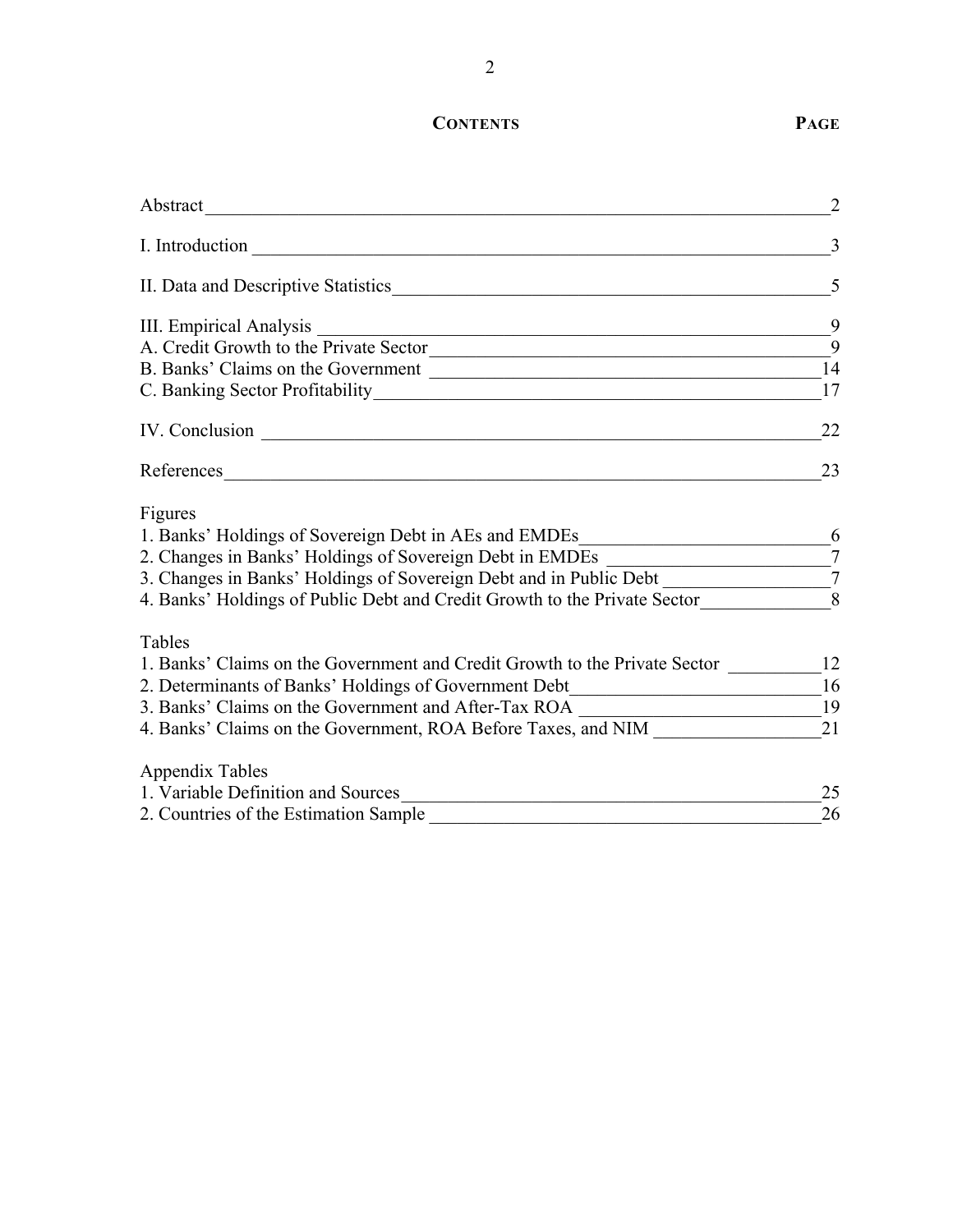## CONTENTS

| | PAGE |
|---|---|
| Abstract | 2 |
| I. Introduction | 3 |
| II. Data and Descriptive Statistics | 5 |
| III. Empirical Analysis | 9 |
| A. Credit Growth to the Private Sector | 9 |
| B. Banks' Claims on the Government | 14 |
| C. Banking Sector Profitability | 17 |
| IV. Conclusion | 22 |
| References | 23 |
| **Figures** | |
| 1. Banks' Holdings of Sovereign Debt in AEs and EMDEs | 6 |
| 2. Changes in Banks' Holdings of Sovereign Debt in EMDEs | 7 |
| 3. Changes in Banks' Holdings of Sovereign Debt and in Public Debt | 7 |
| 4. Banks' Holdings of Public Debt and Credit Growth to the Private Sector | 8 |
| **Tables** | |
| 1. Banks' Claims on the Government and Credit Growth to the Private Sector | 12 |
| 2. Determinants of Banks' Holdings of Government Debt | 16 |
| 3. Banks' Claims on the Government and After-Tax ROA | 19 |
| 4. Banks' Claims on the Government, ROA Before Taxes, and NIM | 21 |
| **Appendix Tables** | |
| 1. Variable Definition and Sources | 25 |
| 2. Countries of the Estimation Sample | 26 |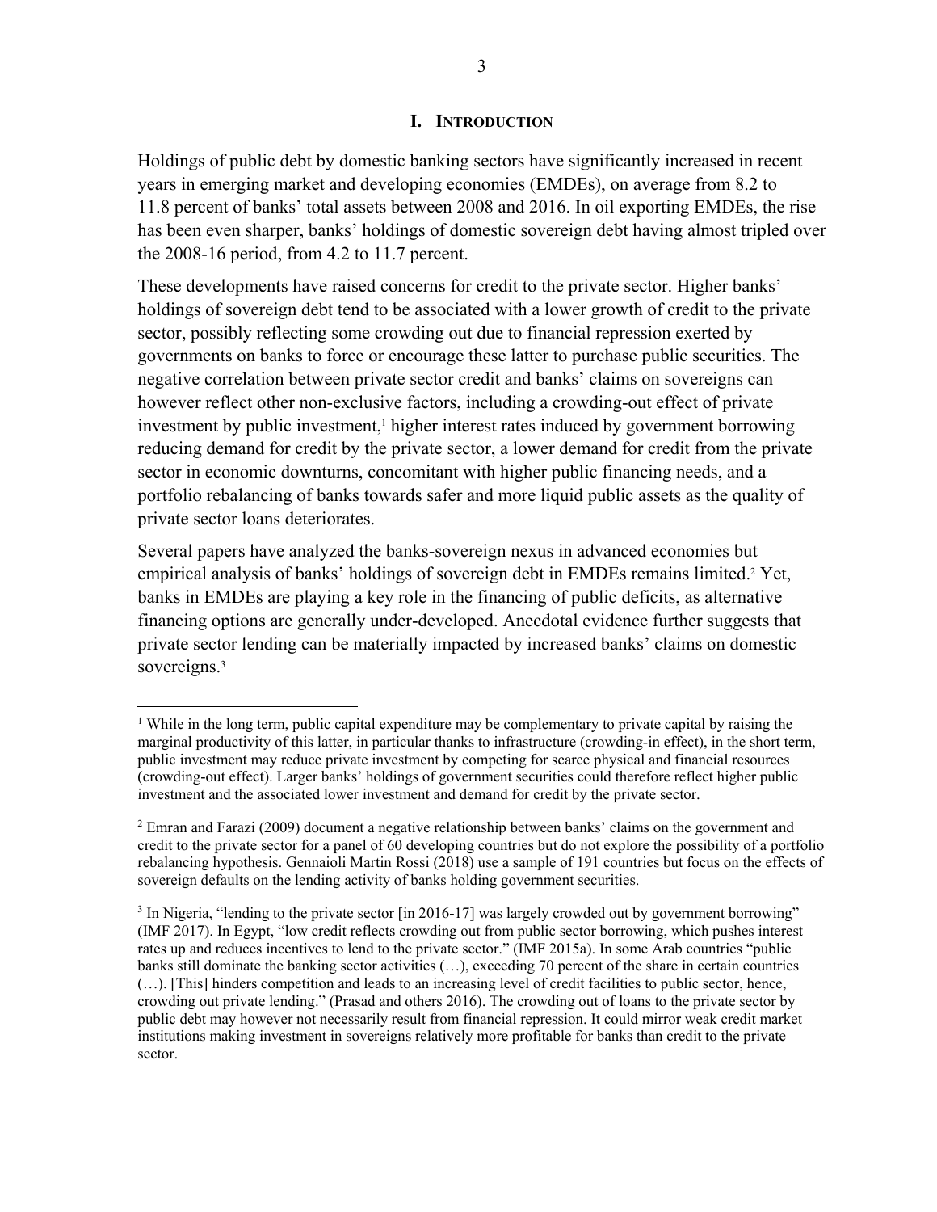# I. INTRODUCTION

Holdings of public debt by domestic banking sectors have significantly increased in recent years in emerging market and developing economies (EMDEs), on average from 8.2 to 11.8 percent of banks' total assets between 2008 and 2016. In oil exporting EMDEs, the rise has been even sharper, banks' holdings of domestic sovereign debt having almost tripled over the 2008-16 period, from 4.2 to 11.7 percent.

These developments have raised concerns for credit to the private sector. Higher banks' holdings of sovereign debt tend to be associated with a lower growth of credit to the private sector, possibly reflecting some crowding out due to financial repression exerted by governments on banks to force or encourage these latter to purchase public securities. The negative correlation between private sector credit and banks' claims on sovereigns can however reflect other non-exclusive factors, including a crowding-out effect of private investment by public investment,[1] higher interest rates induced by government borrowing reducing demand for credit by the private sector, a lower demand for credit from the private sector in economic downturns, concomitant with higher public financing needs, and a portfolio rebalancing of banks towards safer and more liquid public assets as the quality of private sector loans deteriorates.

Several papers have analyzed the banks-sovereign nexus in advanced economies but empirical analysis of banks' holdings of sovereign debt in EMDEs remains limited.[2] Yet, banks in EMDEs are playing a key role in the financing of public deficits, as alternative financing options are generally under-developed. Anecdotal evidence further suggests that private sector lending can be materially impacted by increased banks' claims on domestic sovereigns.[3]

---

[1] While in the long term, public capital expenditure may be complementary to private capital by raising the marginal productivity of this latter, in particular thanks to infrastructure (crowding-in effect), in the short term, public investment may reduce private investment by competing for scarce physical and financial resources (crowding-out effect). Larger banks' holdings of government securities could therefore reflect higher public investment and the associated lower investment and demand for credit by the private sector.

[2] Emran and Farazi (2009) document a negative relationship between banks' claims on the government and credit to the private sector for a panel of 60 developing countries but do not explore the possibility of a portfolio rebalancing hypothesis. Gennaioli Martin Rossi (2018) use a sample of 191 countries but focus on the effects of sovereign defaults on the lending activity of banks holding government securities.

[3] In Nigeria, "lending to the private sector [in 2016-17] was largely crowded out by government borrowing" (IMF 2017). In Egypt, "low credit reflects crowding out from public sector borrowing, which pushes interest rates up and reduces incentives to lend to the private sector." (IMF 2015a). In some Arab countries "public banks still dominate the banking sector activities (…), exceeding 70 percent of the share in certain countries (…). [This] hinders competition and leads to an increasing level of credit facilities to public sector, hence, crowding out private lending." (Prasad and others 2016). The crowding out of loans to the private sector by public debt may however not necessarily result from financial repression. It could mirror weak credit market institutions making investment in sovereigns relatively more profitable for banks than credit to the private sector.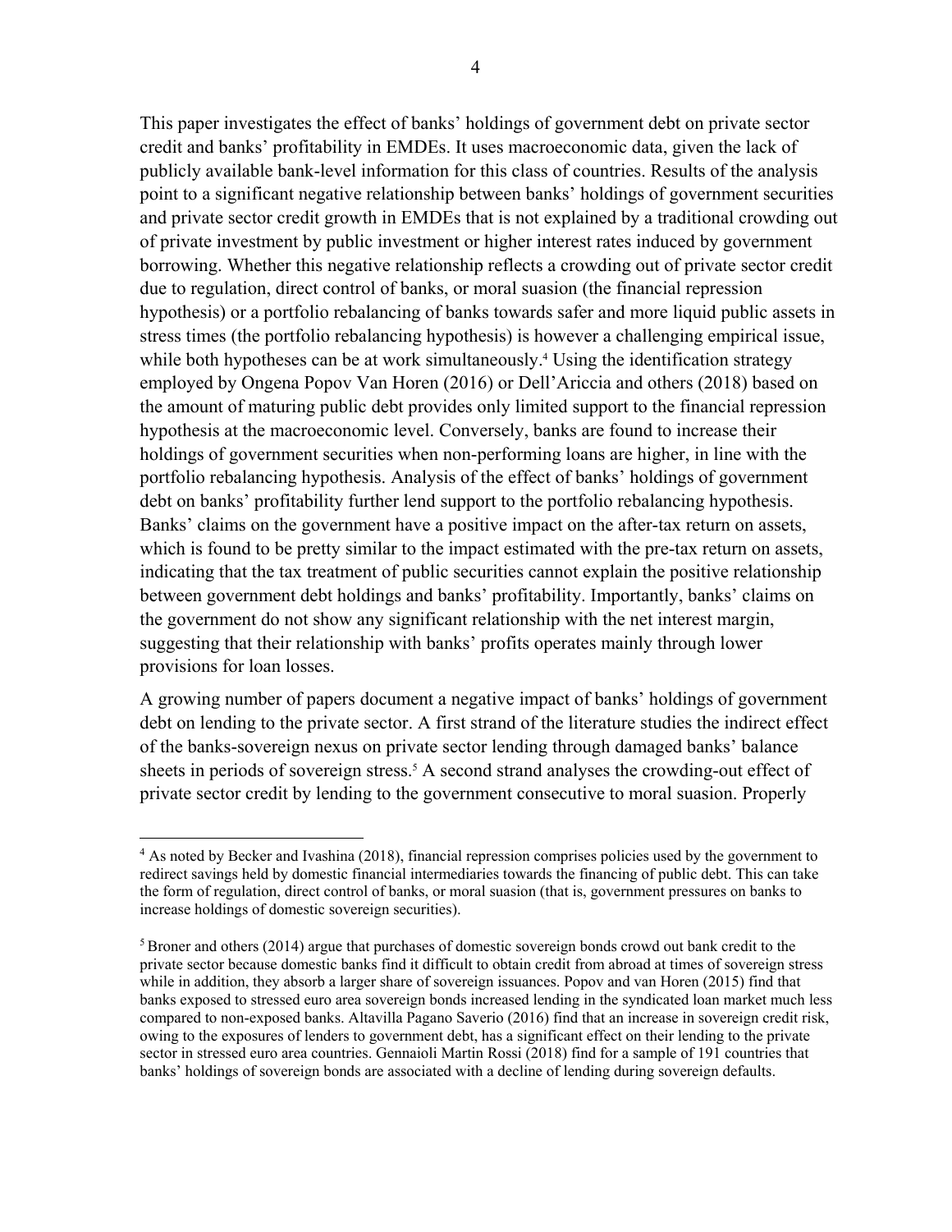This paper investigates the effect of banks' holdings of government debt on private sector credit and banks' profitability in EMDEs. It uses macroeconomic data, given the lack of publicly available bank-level information for this class of countries. Results of the analysis point to a significant negative relationship between banks' holdings of government securities and private sector credit growth in EMDEs that is not explained by a traditional crowding out of private investment by public investment or higher interest rates induced by government borrowing. Whether this negative relationship reflects a crowding out of private sector credit due to regulation, direct control of banks, or moral suasion (the financial repression hypothesis) or a portfolio rebalancing of banks towards safer and more liquid public assets in stress times (the portfolio rebalancing hypothesis) is however a challenging empirical issue, while both hypotheses can be at work simultaneously.[4] Using the identification strategy employed by Ongena Popov Van Horen (2016) or Dell'Ariccia and others (2018) based on the amount of maturing public debt provides only limited support to the financial repression hypothesis at the macroeconomic level. Conversely, banks are found to increase their holdings of government securities when non-performing loans are higher, in line with the portfolio rebalancing hypothesis. Analysis of the effect of banks' holdings of government debt on banks' profitability further lend support to the portfolio rebalancing hypothesis. Banks' claims on the government have a positive impact on the after-tax return on assets, which is found to be pretty similar to the impact estimated with the pre-tax return on assets, indicating that the tax treatment of public securities cannot explain the positive relationship between government debt holdings and banks' profitability. Importantly, banks' claims on the government do not show any significant relationship with the net interest margin, suggesting that their relationship with banks' profits operates mainly through lower provisions for loan losses.

A growing number of papers document a negative impact of banks' holdings of government debt on lending to the private sector. A first strand of the literature studies the indirect effect of the banks-sovereign nexus on private sector lending through damaged banks' balance sheets in periods of sovereign stress.[5] A second strand analyses the crowding-out effect of private sector credit by lending to the government consecutive to moral suasion. Properly

---

[4] As noted by Becker and Ivashina (2018), financial repression comprises policies used by the government to redirect savings held by domestic financial intermediaries towards the financing of public debt. This can take the form of regulation, direct control of banks, or moral suasion (that is, government pressures on banks to increase holdings of domestic sovereign securities).

[5] Broner and others (2014) argue that purchases of domestic sovereign bonds crowd out bank credit to the private sector because domestic banks find it difficult to obtain credit from abroad at times of sovereign stress while in addition, they absorb a larger share of sovereign issuances. Popov and van Horen (2015) find that banks exposed to stressed euro area sovereign bonds increased lending in the syndicated loan market much less compared to non-exposed banks. Altavilla Pagano Saverio (2016) find that an increase in sovereign credit risk, owing to the exposures of lenders to government debt, has a significant effect on their lending to the private sector in stressed euro area countries. Gennaioli Martin Rossi (2018) find for a sample of 191 countries that banks' holdings of sovereign bonds are associated with a decline of lending during sovereign defaults.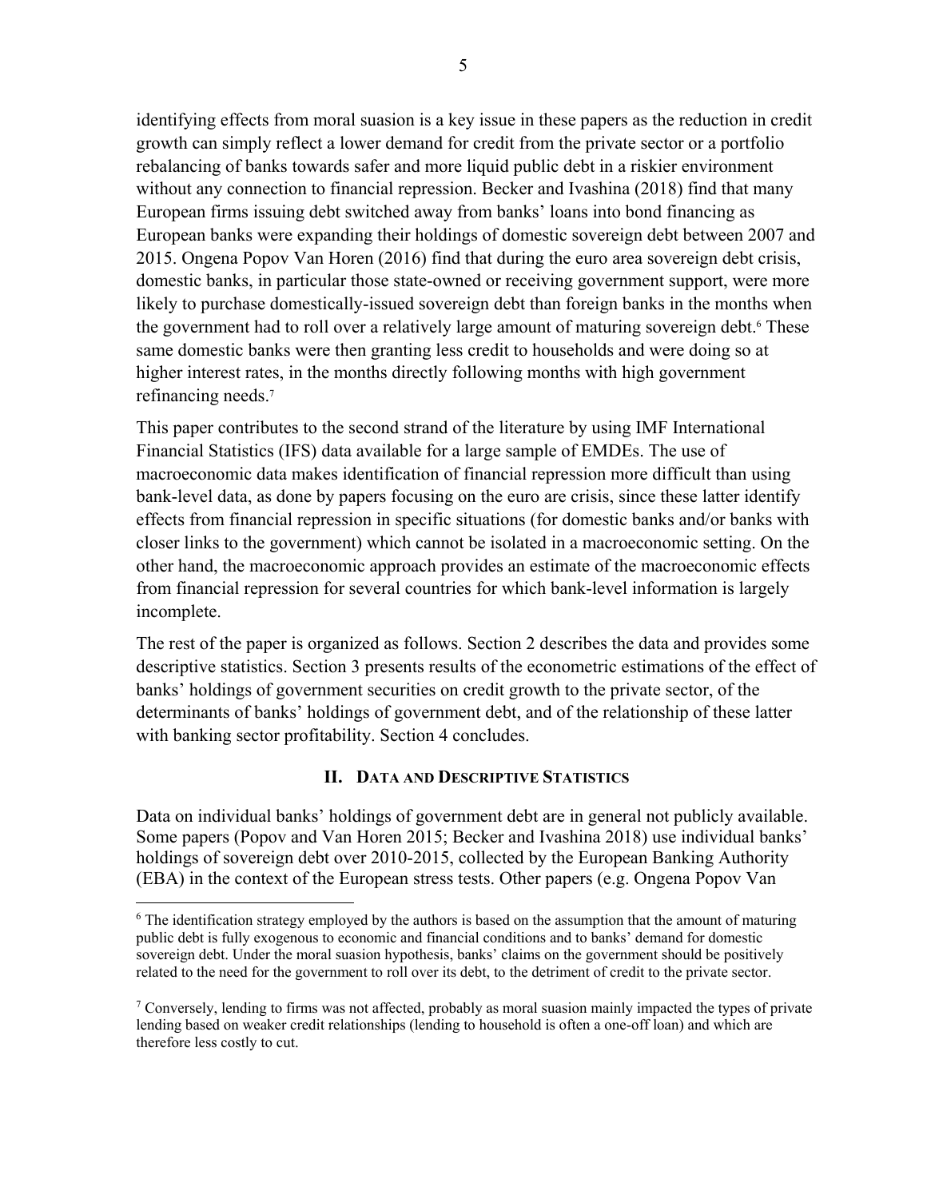identifying effects from moral suasion is a key issue in these papers as the reduction in credit growth can simply reflect a lower demand for credit from the private sector or a portfolio rebalancing of banks towards safer and more liquid public debt in a riskier environment without any connection to financial repression. Becker and Ivashina (2018) find that many European firms issuing debt switched away from banks' loans into bond financing as European banks were expanding their holdings of domestic sovereign debt between 2007 and 2015. Ongena Popov Van Horen (2016) find that during the euro area sovereign debt crisis, domestic banks, in particular those state-owned or receiving government support, were more likely to purchase domestically-issued sovereign debt than foreign banks in the months when the government had to roll over a relatively large amount of maturing sovereign debt.[6] These same domestic banks were then granting less credit to households and were doing so at higher interest rates, in the months directly following months with high government refinancing needs.[7]

This paper contributes to the second strand of the literature by using IMF International Financial Statistics (IFS) data available for a large sample of EMDEs. The use of macroeconomic data makes identification of financial repression more difficult than using bank-level data, as done by papers focusing on the euro are crisis, since these latter identify effects from financial repression in specific situations (for domestic banks and/or banks with closer links to the government) which cannot be isolated in a macroeconomic setting. On the other hand, the macroeconomic approach provides an estimate of the macroeconomic effects from financial repression for several countries for which bank-level information is largely incomplete.

The rest of the paper is organized as follows. Section 2 describes the data and provides some descriptive statistics. Section 3 presents results of the econometric estimations of the effect of banks' holdings of government securities on credit growth to the private sector, of the determinants of banks' holdings of government debt, and of the relationship of these latter with banking sector profitability. Section 4 concludes.

## II. Data and Descriptive Statistics

Data on individual banks' holdings of government debt are in general not publicly available. Some papers (Popov and Van Horen 2015; Becker and Ivashina 2018) use individual banks' holdings of sovereign debt over 2010-2015, collected by the European Banking Authority (EBA) in the context of the European stress tests. Other papers (e.g. Ongena Popov Van

---

[6] The identification strategy employed by the authors is based on the assumption that the amount of maturing public debt is fully exogenous to economic and financial conditions and to banks' demand for domestic sovereign debt. Under the moral suasion hypothesis, banks' claims on the government should be positively related to the need for the government to roll over its debt, to the detriment of credit to the private sector.

[7] Conversely, lending to firms was not affected, probably as moral suasion mainly impacted the types of private lending based on weaker credit relationships (lending to household is often a one-off loan) and which are therefore less costly to cut.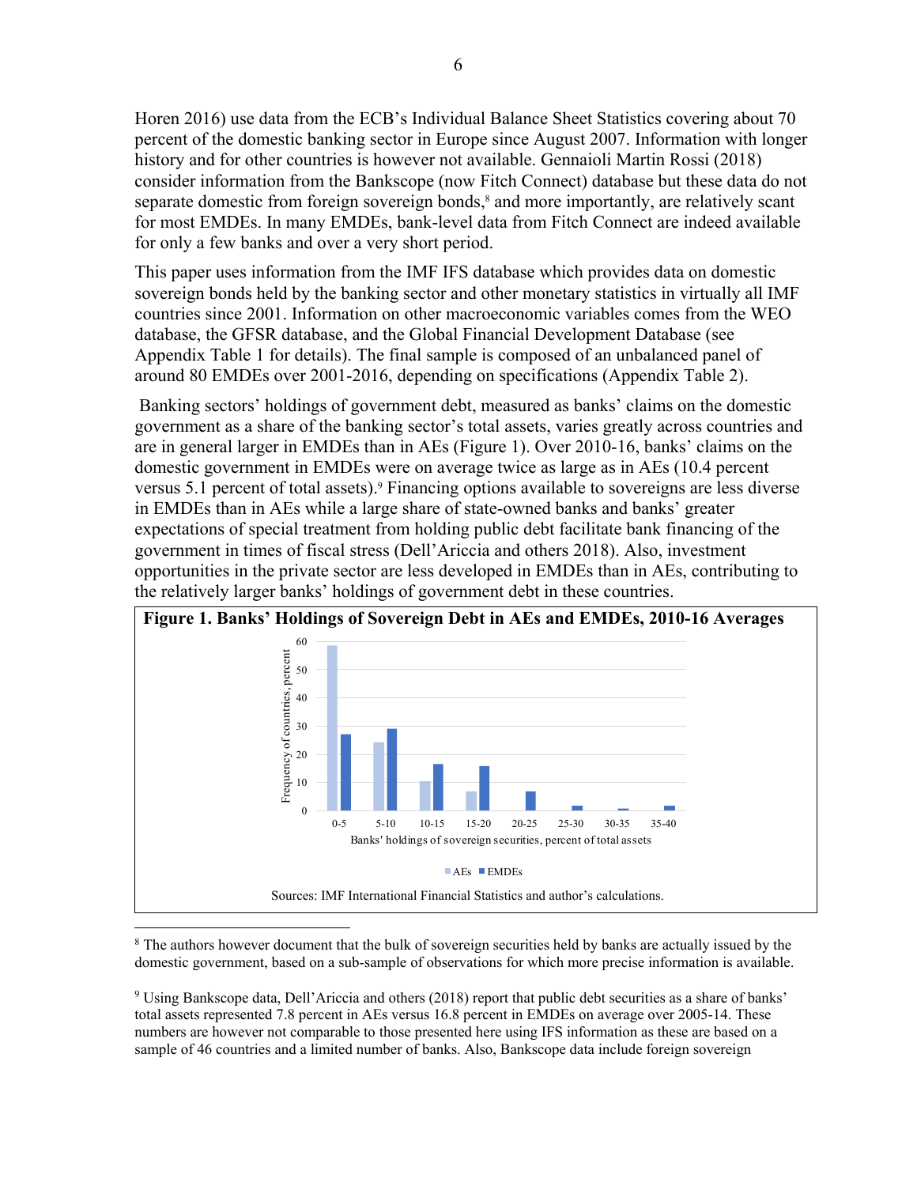Horen 2016) use data from the ECB's Individual Balance Sheet Statistics covering about 70 percent of the domestic banking sector in Europe since August 2007. Information with longer history and for other countries is however not available. Gennaioli Martin Rossi (2018) consider information from the Bankscope (now Fitch Connect) database but these data do not separate domestic from foreign sovereign bonds,[8] and more importantly, are relatively scant for most EMDEs. In many EMDEs, bank-level data from Fitch Connect are indeed available for only a few banks and over a very short period.

This paper uses information from the IMF IFS database which provides data on domestic sovereign bonds held by the banking sector and other monetary statistics in virtually all IMF countries since 2001. Information on other macroeconomic variables comes from the WEO database, the GFSR database, and the Global Financial Development Database (see Appendix Table 1 for details). The final sample is composed of an unbalanced panel of around 80 EMDEs over 2001-2016, depending on specifications (Appendix Table 2).

Banking sectors' holdings of government debt, measured as banks' claims on the domestic government as a share of the banking sector's total assets, varies greatly across countries and are in general larger in EMDEs than in AEs (Figure 1). Over 2010-16, banks' claims on the domestic government in EMDEs were on average twice as large as in AEs (10.4 percent versus 5.1 percent of total assets).[9] Financing options available to sovereigns are less diverse in EMDEs than in AEs while a large share of state-owned banks and banks' greater expectations of special treatment from holding public debt facilitate bank financing of the government in times of fiscal stress (Dell'Ariccia and others 2018). Also, investment opportunities in the private sector are less developed in EMDEs than in AEs, contributing to the relatively larger banks' holdings of government debt in these countries.

**Figure 1. Banks' Holdings of Sovereign Debt in AEs and EMDEs, 2010-16 Averages**

Sources: IMF International Financial Statistics and author's calculations.

---

[8] The authors however document that the bulk of sovereign securities held by banks are actually issued by the domestic government, based on a sub-sample of observations for which more precise information is available.

[9] Using Bankscope data, Dell'Ariccia and others (2018) report that public debt securities as a share of banks' total assets represented 7.8 percent in AEs versus 16.8 percent in EMDEs on average over 2005-14. These numbers are however not comparable to those presented here using IFS information as these are based on a sample of 46 countries and a limited number of banks. Also, Bankscope data include foreign sovereign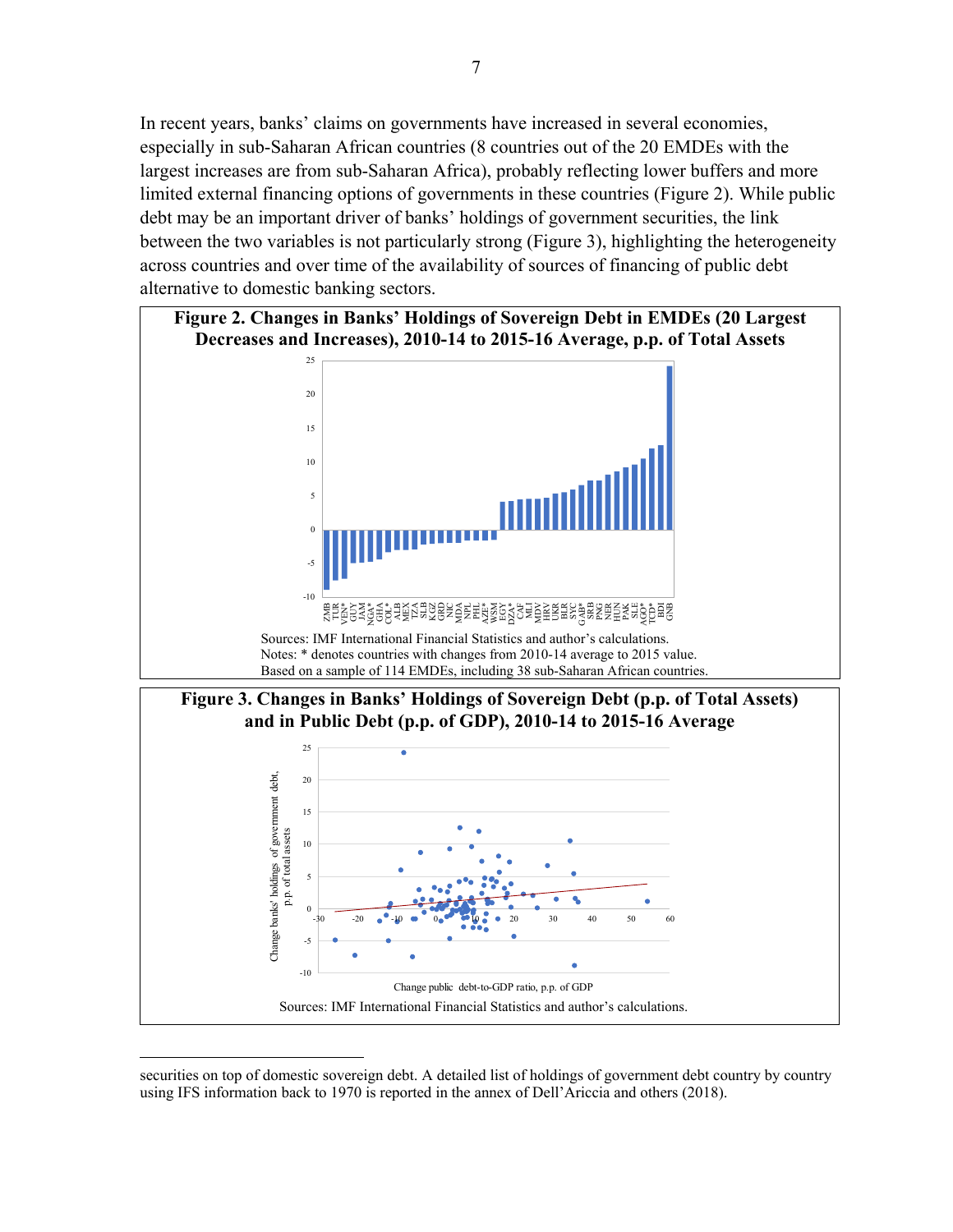In recent years, banks' claims on governments have increased in several economies, especially in sub-Saharan African countries (8 countries out of the 20 EMDEs with the largest increases are from sub-Saharan Africa), probably reflecting lower buffers and more limited external financing options of governments in these countries (Figure 2). While public debt may be an important driver of banks' holdings of government securities, the link between the two variables is not particularly strong (Figure 3), highlighting the heterogeneity across countries and over time of the availability of sources of financing of public debt alternative to domestic banking sectors.

**Figure 2. Changes in Banks' Holdings of Sovereign Debt in EMDEs (20 Largest Decreases and Increases), 2010-14 to 2015-16 Average, p.p. of Total Assets**

Sources: IMF International Financial Statistics and author's calculations.
Notes: * denotes countries with changes from 2010-14 average to 2015 value.
Based on a sample of 114 EMDEs, including 38 sub-Saharan African countries.

**Figure 3. Changes in Banks' Holdings of Sovereign Debt (p.p. of Total Assets) and in Public Debt (p.p. of GDP), 2010-14 to 2015-16 Average**

Sources: IMF International Financial Statistics and author's calculations.

---

securities on top of domestic sovereign debt. A detailed list of holdings of government debt country by country using IFS information back to 1970 is reported in the annex of Dell'Ariccia and others (2018).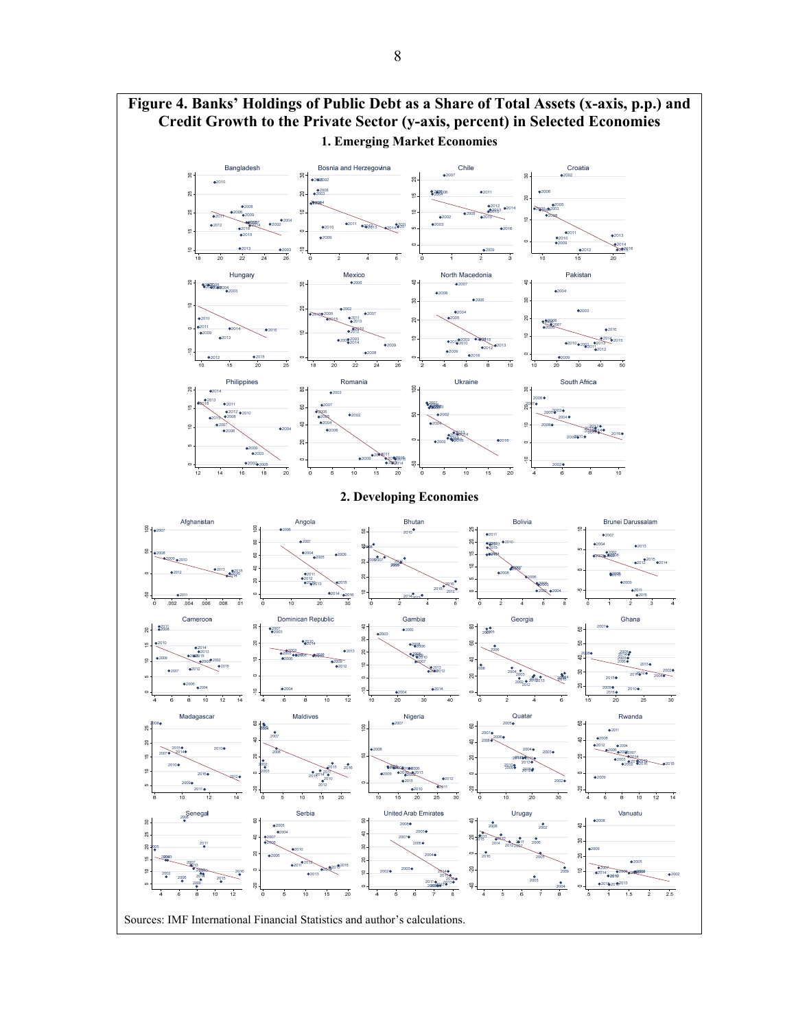# Figure 4. Banks' Holdings of Public Debt as a Share of Total Assets (x-axis, p.p.) and Credit Growth to the Private Sector (y-axis, percent) in Selected Economies

## 1. Emerging Market Economies

Bangladesh, Bosnia and Herzegovina, Chile, Croatia, Hungary, Mexico, North Macedonia, Pakistan, Philippines, Romania, Ukraine, South Africa

## 2. Developing Economies

Afghanistan, Angola, Bhutan, Bolivia, Brunei Darussalam, Cameroon, Dominican Republic, Gambia, Georgia, Ghana, Madagascar, Maldives, Nigeria, Quatar, Rwanda, Senegal, Serbia, United Arab Emirates, Urugay, Vanuatu

Sources: IMF International Financial Statistics and author's calculations.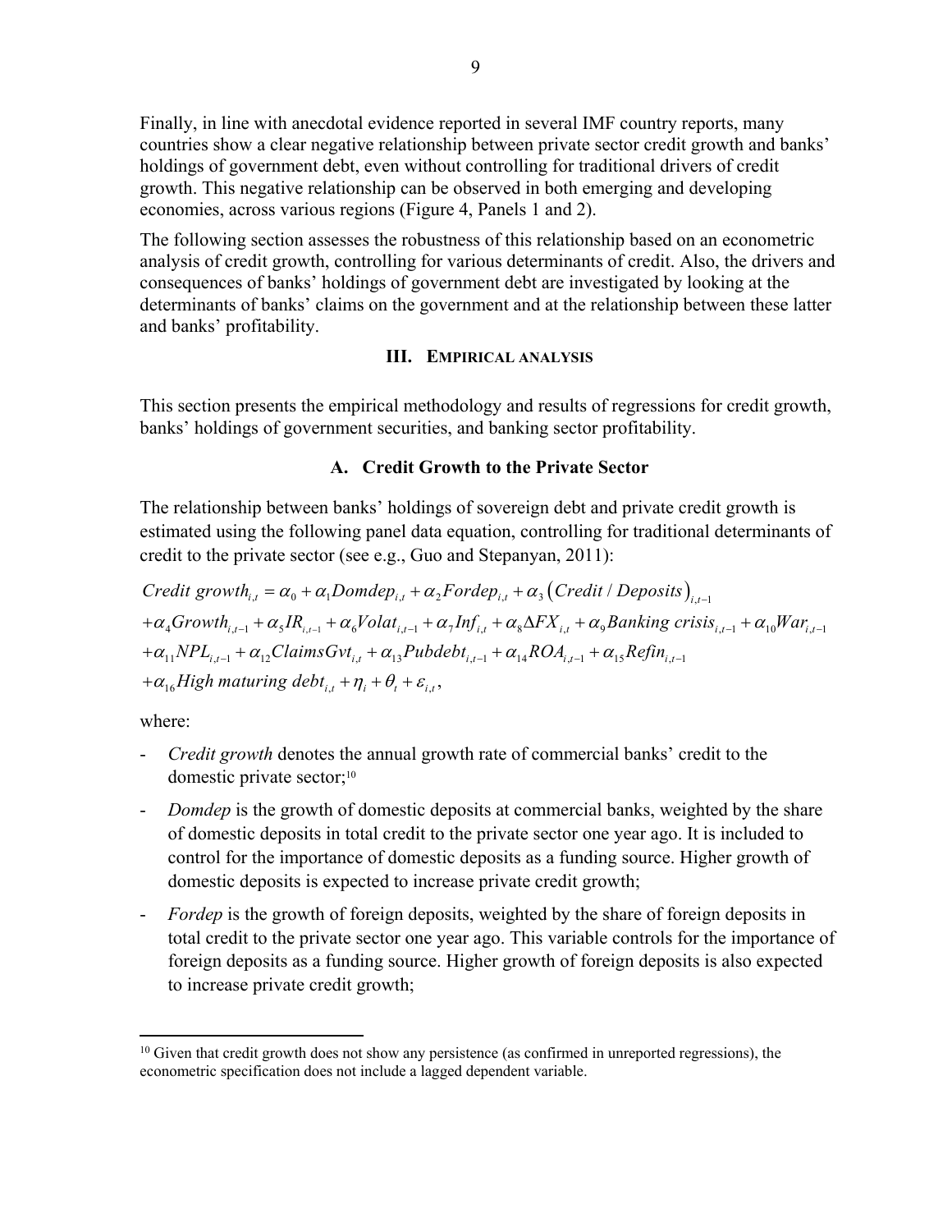Finally, in line with anecdotal evidence reported in several IMF country reports, many countries show a clear negative relationship between private sector credit growth and banks' holdings of government debt, even without controlling for traditional drivers of credit growth. This negative relationship can be observed in both emerging and developing economies, across various regions (Figure 4, Panels 1 and 2).

The following section assesses the robustness of this relationship based on an econometric analysis of credit growth, controlling for various determinants of credit. Also, the drivers and consequences of banks' holdings of government debt are investigated by looking at the determinants of banks' claims on the government and at the relationship between these latter and banks' profitability.

## III. Empirical Analysis

This section presents the empirical methodology and results of regressions for credit growth, banks' holdings of government securities, and banking sector profitability.

### A. Credit Growth to the Private Sector

The relationship between banks' holdings of sovereign debt and private credit growth is estimated using the following panel data equation, controlling for traditional determinants of credit to the private sector (see e.g., Guo and Stepanyan, 2011):

$$
\begin{aligned}
Credit\ growth_{i,t} &= \alpha_0 + \alpha_1 Domdep_{i,t} + \alpha_2 Fordep_{i,t} + \alpha_3 \left(Credit / Deposits\right)_{i,t-1} \\
&+ \alpha_4 Growth_{i,t-1} + \alpha_5 IR_{i,t-1} + \alpha_6 Volat_{i,t-1} + \alpha_7 Inf_{i,t} + \alpha_8 \Delta FX_{i,t} + \alpha_9 Banking\ crisis_{i,t-1} + \alpha_{10} War_{i,t-1} \\
&+ \alpha_{11} NPL_{i,t-1} + \alpha_{12} ClaimsGvt_{i,t} + \alpha_{13} Pubdebt_{i,t-1} + \alpha_{14} ROA_{i,t-1} + \alpha_{15} Refin_{i,t-1} \\
&+ \alpha_{16} High\ maturing\ debt_{i,t} + \eta_i + \theta_t + \varepsilon_{i,t},
\end{aligned}
$$

where:

- *Credit growth* denotes the annual growth rate of commercial banks' credit to the domestic private sector;[10]
- *Domdep* is the growth of domestic deposits at commercial banks, weighted by the share of domestic deposits in total credit to the private sector one year ago. It is included to control for the importance of domestic deposits as a funding source. Higher growth of domestic deposits is expected to increase private credit growth;
- *Fordep* is the growth of foreign deposits, weighted by the share of foreign deposits in total credit to the private sector one year ago. This variable controls for the importance of foreign deposits as a funding source. Higher growth of foreign deposits is also expected to increase private credit growth;

[10] Given that credit growth does not show any persistence (as confirmed in unreported regressions), the econometric specification does not include a lagged dependent variable.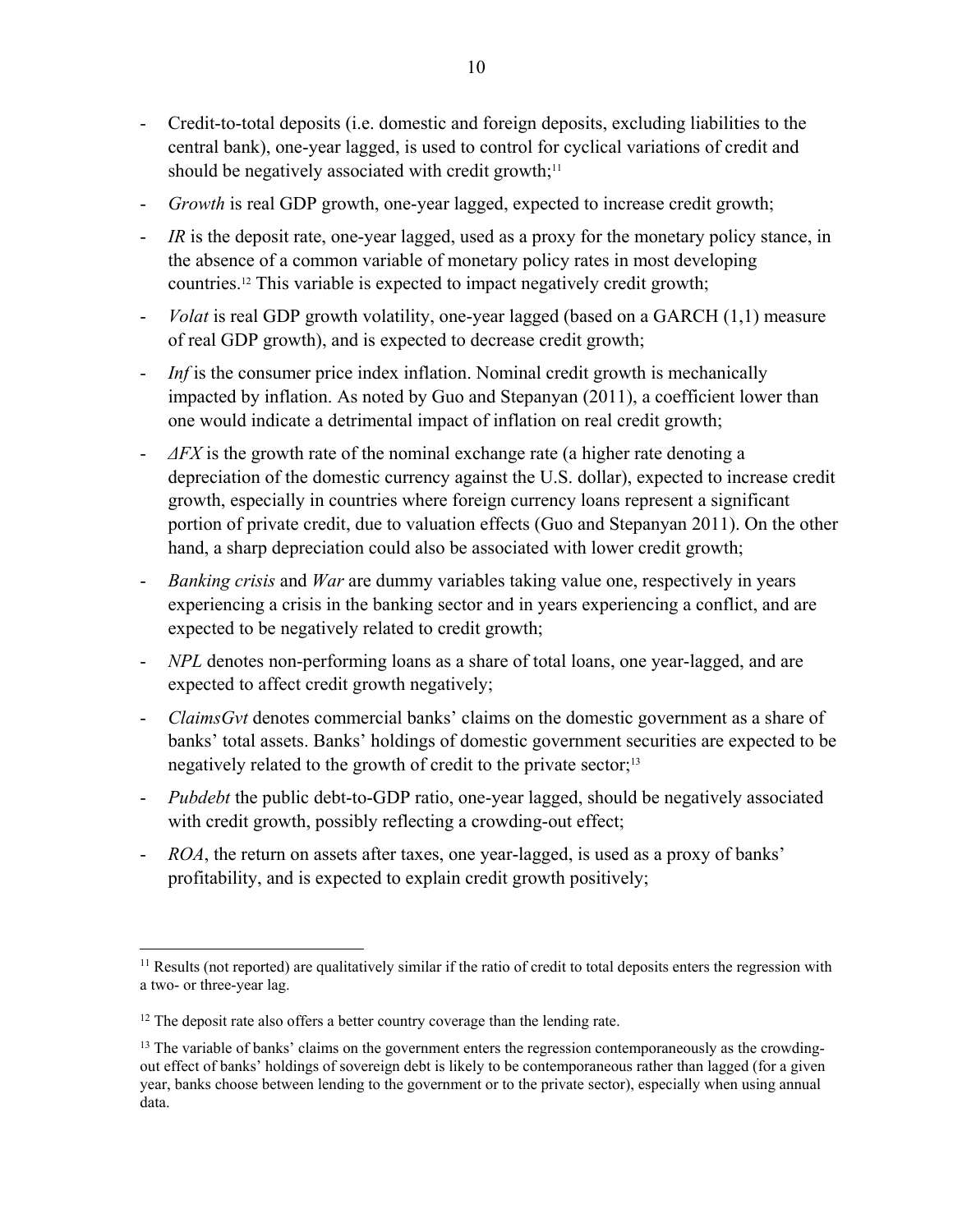- Credit-to-total deposits (i.e. domestic and foreign deposits, excluding liabilities to the central bank), one-year lagged, is used to control for cyclical variations of credit and should be negatively associated with credit growth;[11]
- *Growth* is real GDP growth, one-year lagged, expected to increase credit growth;
- *IR* is the deposit rate, one-year lagged, used as a proxy for the monetary policy stance, in the absence of a common variable of monetary policy rates in most developing countries.[12] This variable is expected to impact negatively credit growth;
- *Volat* is real GDP growth volatility, one-year lagged (based on a GARCH (1,1) measure of real GDP growth), and is expected to decrease credit growth;
- *Inf* is the consumer price index inflation. Nominal credit growth is mechanically impacted by inflation. As noted by Guo and Stepanyan (2011), a coefficient lower than one would indicate a detrimental impact of inflation on real credit growth;
- *ΔFX* is the growth rate of the nominal exchange rate (a higher rate denoting a depreciation of the domestic currency against the U.S. dollar), expected to increase credit growth, especially in countries where foreign currency loans represent a significant portion of private credit, due to valuation effects (Guo and Stepanyan 2011). On the other hand, a sharp depreciation could also be associated with lower credit growth;
- *Banking crisis* and *War* are dummy variables taking value one, respectively in years experiencing a crisis in the banking sector and in years experiencing a conflict, and are expected to be negatively related to credit growth;
- *NPL* denotes non-performing loans as a share of total loans, one year-lagged, and are expected to affect credit growth negatively;
- *ClaimsGvt* denotes commercial banks' claims on the domestic government as a share of banks' total assets. Banks' holdings of domestic government securities are expected to be negatively related to the growth of credit to the private sector;[13]
- *Pubdebt* the public debt-to-GDP ratio, one-year lagged, should be negatively associated with credit growth, possibly reflecting a crowding-out effect;
- *ROA*, the return on assets after taxes, one year-lagged, is used as a proxy of banks' profitability, and is expected to explain credit growth positively;

[11] Results (not reported) are qualitatively similar if the ratio of credit to total deposits enters the regression with a two- or three-year lag.

[12] The deposit rate also offers a better country coverage than the lending rate.

[13] The variable of banks' claims on the government enters the regression contemporaneously as the crowding-out effect of banks' holdings of sovereign debt is likely to be contemporaneous rather than lagged (for a given year, banks choose between lending to the government or to the private sector), especially when using annual data.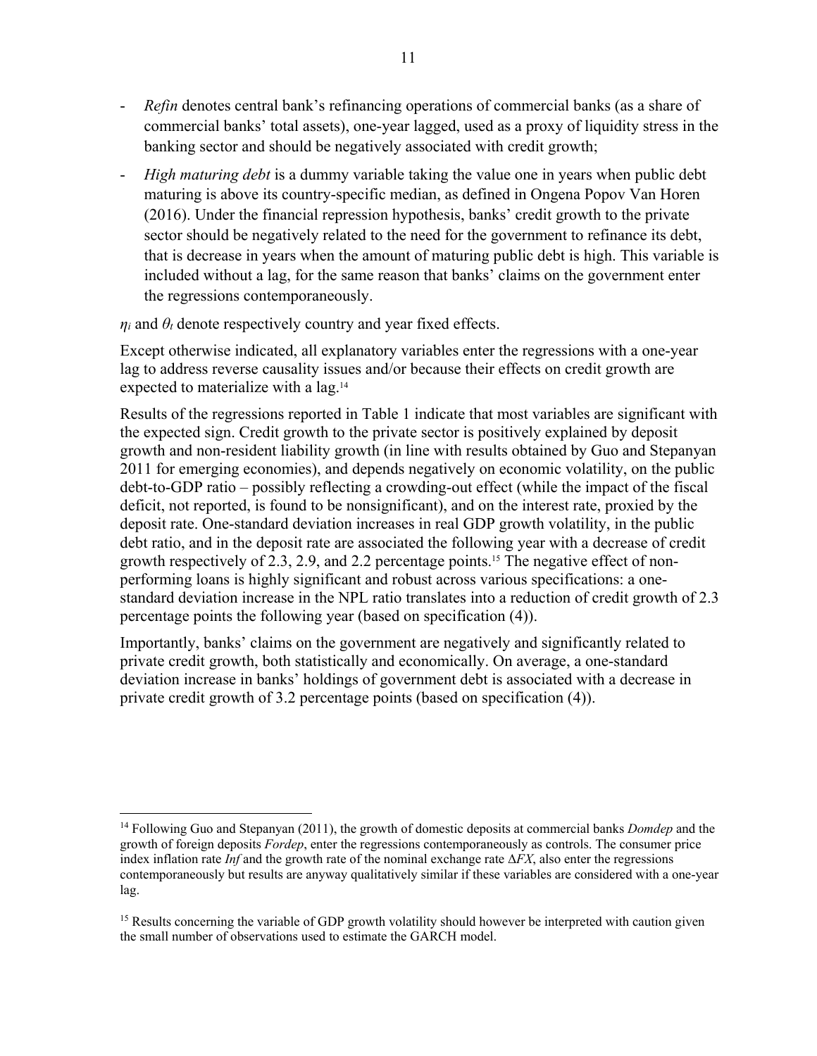- *Refin* denotes central bank's refinancing operations of commercial banks (as a share of commercial banks' total assets), one-year lagged, used as a proxy of liquidity stress in the banking sector and should be negatively associated with credit growth;
- *High maturing debt* is a dummy variable taking the value one in years when public debt maturing is above its country-specific median, as defined in Ongena Popov Van Horen (2016). Under the financial repression hypothesis, banks' credit growth to the private sector should be negatively related to the need for the government to refinance its debt, that is decrease in years when the amount of maturing public debt is high. This variable is included without a lag, for the same reason that banks' claims on the government enter the regressions contemporaneously.

$\eta_i$ and $\theta_t$ denote respectively country and year fixed effects.

Except otherwise indicated, all explanatory variables enter the regressions with a one-year lag to address reverse causality issues and/or because their effects on credit growth are expected to materialize with a lag.[14]

Results of the regressions reported in Table 1 indicate that most variables are significant with the expected sign. Credit growth to the private sector is positively explained by deposit growth and non-resident liability growth (in line with results obtained by Guo and Stepanyan 2011 for emerging economies), and depends negatively on economic volatility, on the public debt-to-GDP ratio – possibly reflecting a crowding-out effect (while the impact of the fiscal deficit, not reported, is found to be nonsignificant), and on the interest rate, proxied by the deposit rate. One-standard deviation increases in real GDP growth volatility, in the public debt ratio, and in the deposit rate are associated the following year with a decrease of credit growth respectively of 2.3, 2.9, and 2.2 percentage points.[15] The negative effect of non-performing loans is highly significant and robust across various specifications: a one-standard deviation increase in the NPL ratio translates into a reduction of credit growth of 2.3 percentage points the following year (based on specification (4)).

Importantly, banks' claims on the government are negatively and significantly related to private credit growth, both statistically and economically. On average, a one-standard deviation increase in banks' holdings of government debt is associated with a decrease in private credit growth of 3.2 percentage points (based on specification (4)).

---

[14] Following Guo and Stepanyan (2011), the growth of domestic deposits at commercial banks *Domdep* and the growth of foreign deposits *Fordep*, enter the regressions contemporaneously as controls. The consumer price index inflation rate *Inf* and the growth rate of the nominal exchange rate $\Delta FX$, also enter the regressions contemporaneously but results are anyway qualitatively similar if these variables are considered with a one-year lag.

[15] Results concerning the variable of GDP growth volatility should however be interpreted with caution given the small number of observations used to estimate the GARCH model.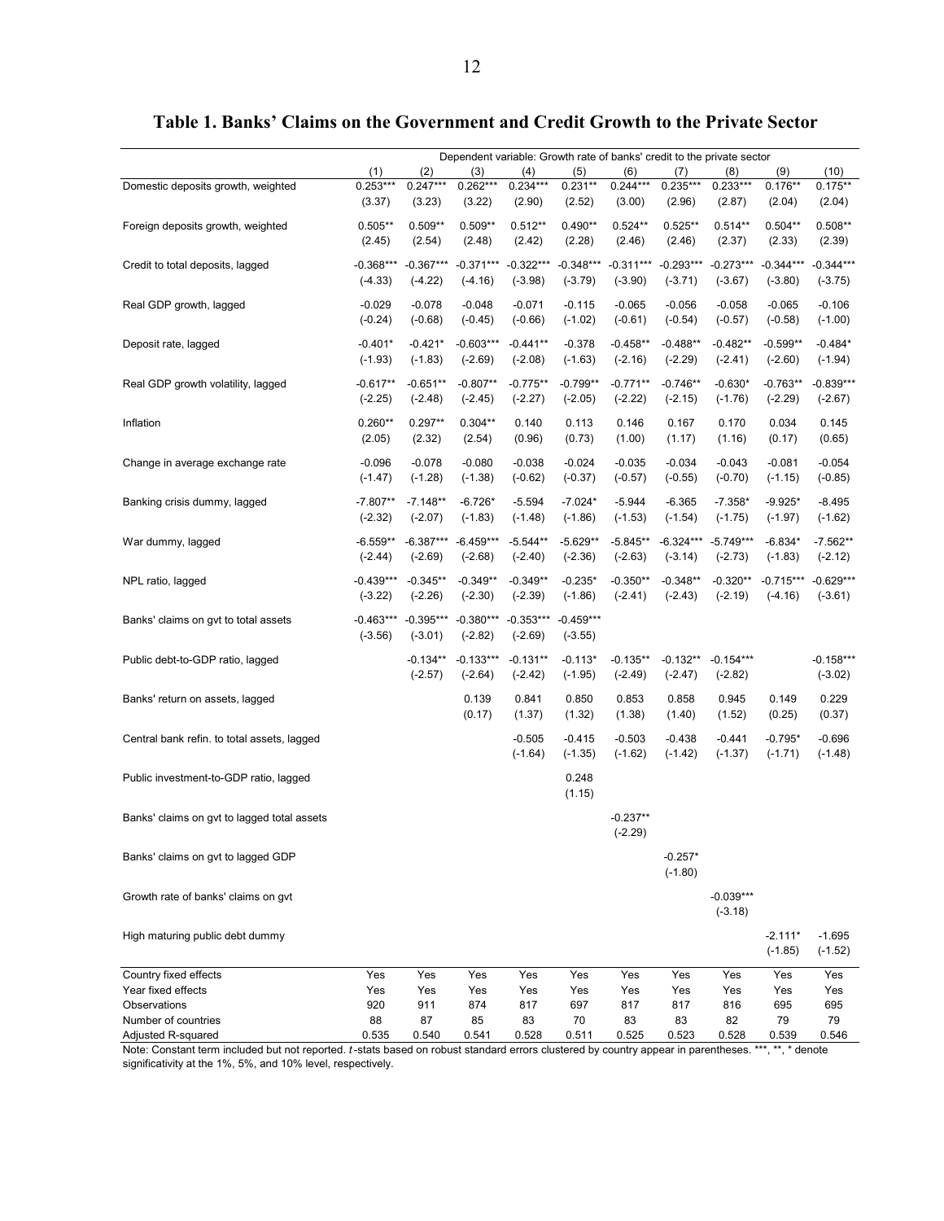# Table 1. Banks' Claims on the Government and Credit Growth to the Private Sector

| | Dependent variable: Growth rate of banks' credit to the private sector | | | | | | | | | |
|---|---|---|---|---|---|---|---|---|---|---|
| | (1) | (2) | (3) | (4) | (5) | (6) | (7) | (8) | (9) | (10) |
| Domestic deposits growth, weighted | 0.253*** | 0.247*** | 0.262*** | 0.234*** | 0.231** | 0.244*** | 0.235*** | 0.233*** | 0.176** | 0.175** |
| | (3.37) | (3.23) | (3.22) | (2.90) | (2.52) | (3.00) | (2.96) | (2.87) | (2.04) | (2.04) |
| Foreign deposits growth, weighted | 0.505** | 0.509** | 0.509** | 0.512** | 0.490** | 0.524** | 0.525** | 0.514** | 0.504** | 0.508** |
| | (2.45) | (2.54) | (2.48) | (2.42) | (2.28) | (2.46) | (2.46) | (2.37) | (2.33) | (2.39) |
| Credit to total deposits, lagged | -0.368*** | -0.367*** | -0.371*** | -0.322*** | -0.348*** | -0.311*** | -0.293*** | -0.273*** | -0.344*** | -0.344*** |
| | (-4.33) | (-4.22) | (-4.16) | (-3.98) | (-3.79) | (-3.90) | (-3.71) | (-3.67) | (-3.80) | (-3.75) |
| Real GDP growth, lagged | -0.029 | -0.078 | -0.048 | -0.071 | -0.115 | -0.065 | -0.056 | -0.058 | -0.065 | -0.106 |
| | (-0.24) | (-0.68) | (-0.45) | (-0.66) | (-1.02) | (-0.61) | (-0.54) | (-0.57) | (-0.58) | (-1.00) |
| Deposit rate, lagged | -0.401* | -0.421* | -0.603*** | -0.441** | -0.378 | -0.458** | -0.488** | -0.482** | -0.599** | -0.484* |
| | (-1.93) | (-1.83) | (-2.69) | (-2.08) | (-1.63) | (-2.16) | (-2.29) | (-2.41) | (-2.60) | (-1.94) |
| Real GDP growth volatility, lagged | -0.617** | -0.651** | -0.807** | -0.775** | -0.799** | -0.771** | -0.746** | -0.630* | -0.763** | -0.839*** |
| | (-2.25) | (-2.48) | (-2.45) | (-2.27) | (-2.05) | (-2.22) | (-2.15) | (-1.76) | (-2.29) | (-2.67) |
| Inflation | 0.260** | 0.297** | 0.304** | 0.140 | 0.113 | 0.146 | 0.167 | 0.170 | 0.034 | 0.145 |
| | (2.05) | (2.32) | (2.54) | (0.96) | (0.73) | (1.00) | (1.17) | (1.16) | (0.17) | (0.65) |
| Change in average exchange rate | -0.096 | -0.078 | -0.080 | -0.038 | -0.024 | -0.035 | -0.034 | -0.043 | -0.081 | -0.054 |
| | (-1.47) | (-1.28) | (-1.38) | (-0.62) | (-0.37) | (-0.57) | (-0.55) | (-0.70) | (-1.15) | (-0.85) |
| Banking crisis dummy, lagged | -7.807** | -7.148** | -6.726* | -5.594 | -7.024* | -5.944 | -6.365 | -7.358* | -9.925* | -8.495 |
| | (-2.32) | (-2.07) | (-1.83) | (-1.48) | (-1.86) | (-1.53) | (-1.54) | (-1.75) | (-1.97) | (-1.62) |
| War dummy, lagged | -6.559** | -6.387*** | -6.459*** | -5.544** | -5.629** | -5.845*** | -6.324*** | -5.749*** | -6.834* | -7.562** |
| | (-2.44) | (-2.69) | (-2.68) | (-2.40) | (-2.36) | (-2.63) | (-3.14) | (-2.73) | (-1.83) | (-2.12) |
| NPL ratio, lagged | -0.439*** | -0.345** | -0.349** | -0.349** | -0.235* | -0.350** | -0.348** | -0.320** | -0.715*** | -0.629*** |
| | (-3.22) | (-2.26) | (-2.30) | (-2.39) | (-1.86) | (-2.41) | (-2.43) | (-2.19) | (-4.16) | (-3.61) |
| Banks' claims on gvt to total assets | -0.463*** | -0.395*** | -0.380*** | -0.353*** | -0.459*** | | | | | |
| | (-3.56) | (-3.01) | (-2.82) | (-2.69) | (-3.55) | | | | | |
| Public debt-to-GDP ratio, lagged | | -0.134** | -0.133*** | -0.131** | -0.113* | -0.135** | -0.132** | -0.154*** | | -0.158*** |
| | | (-2.57) | (-2.64) | (-2.42) | (-1.95) | (-2.49) | (-2.47) | (-2.82) | | (-3.02) |
| Banks' return on assets, lagged | | | 0.139 | 0.841 | 0.850 | 0.853 | 0.858 | 0.945 | 0.149 | 0.229 |
| | | | (0.17) | (1.37) | (1.32) | (1.38) | (1.40) | (1.52) | (0.25) | (0.37) |
| Central bank refin. to total assets, lagged | | | | -0.505 | -0.415 | -0.503 | -0.438 | -0.441 | -0.795* | -0.696 |
| | | | | (-1.64) | (-1.35) | (-1.62) | (-1.42) | (-1.37) | (-1.71) | (-1.48) |
| Public investment-to-GDP ratio, lagged | | | | | 0.248 | | | | | |
| | | | | | (1.15) | | | | | |
| Banks' claims on gvt to lagged total assets | | | | | | -0.237** | | | | |
| | | | | | | (-2.29) | | | | |
| Banks' claims on gvt to lagged GDP | | | | | | | -0.257* | | | |
| | | | | | | | (-1.80) | | | |
| Growth rate of banks' claims on gvt | | | | | | | | -0.039*** | | |
| | | | | | | | | (-3.18) | | |
| High maturing public debt dummy | | | | | | | | | -2.111* | -1.695 |
| | | | | | | | | | (-1.85) | (-1.52) |
| Country fixed effects | Yes | Yes | Yes | Yes | Yes | Yes | Yes | Yes | Yes | Yes |
| Year fixed effects | Yes | Yes | Yes | Yes | Yes | Yes | Yes | Yes | Yes | Yes |
| Observations | 920 | 911 | 874 | 817 | 697 | 817 | 817 | 816 | 695 | 695 |
| Number of countries | 88 | 87 | 85 | 83 | 70 | 83 | 83 | 82 | 79 | 79 |
| Adjusted R-squared | 0.535 | 0.540 | 0.541 | 0.528 | 0.511 | 0.525 | 0.523 | 0.528 | 0.539 | 0.546 |

Note: Constant term included but not reported. *t*-stats based on robust standard errors clustered by country appear in parentheses. ***, **, * denote significativity at the 1%, 5%, and 10% level, respectively.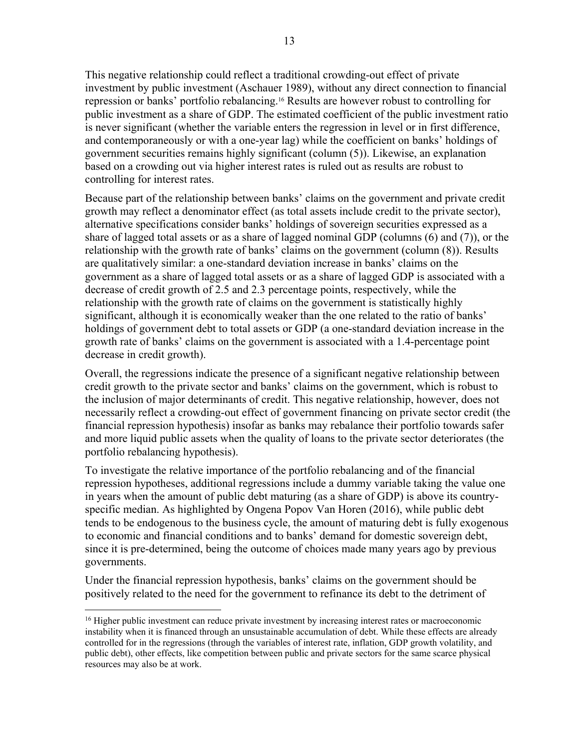This negative relationship could reflect a traditional crowding-out effect of private investment by public investment (Aschauer 1989), without any direct connection to financial repression or banks' portfolio rebalancing.[16] Results are however robust to controlling for public investment as a share of GDP. The estimated coefficient of the public investment ratio is never significant (whether the variable enters the regression in level or in first difference, and contemporaneously or with a one-year lag) while the coefficient on banks' holdings of government securities remains highly significant (column (5)). Likewise, an explanation based on a crowding out via higher interest rates is ruled out as results are robust to controlling for interest rates.

Because part of the relationship between banks' claims on the government and private credit growth may reflect a denominator effect (as total assets include credit to the private sector), alternative specifications consider banks' holdings of sovereign securities expressed as a share of lagged total assets or as a share of lagged nominal GDP (columns (6) and (7)), or the relationship with the growth rate of banks' claims on the government (column (8)). Results are qualitatively similar: a one-standard deviation increase in banks' claims on the government as a share of lagged total assets or as a share of lagged GDP is associated with a decrease of credit growth of 2.5 and 2.3 percentage points, respectively, while the relationship with the growth rate of claims on the government is statistically highly significant, although it is economically weaker than the one related to the ratio of banks' holdings of government debt to total assets or GDP (a one-standard deviation increase in the growth rate of banks' claims on the government is associated with a 1.4-percentage point decrease in credit growth).

Overall, the regressions indicate the presence of a significant negative relationship between credit growth to the private sector and banks' claims on the government, which is robust to the inclusion of major determinants of credit. This negative relationship, however, does not necessarily reflect a crowding-out effect of government financing on private sector credit (the financial repression hypothesis) insofar as banks may rebalance their portfolio towards safer and more liquid public assets when the quality of loans to the private sector deteriorates (the portfolio rebalancing hypothesis).

To investigate the relative importance of the portfolio rebalancing and of the financial repression hypotheses, additional regressions include a dummy variable taking the value one in years when the amount of public debt maturing (as a share of GDP) is above its country-specific median. As highlighted by Ongena Popov Van Horen (2016), while public debt tends to be endogenous to the business cycle, the amount of maturing debt is fully exogenous to economic and financial conditions and to banks' demand for domestic sovereign debt, since it is pre-determined, being the outcome of choices made many years ago by previous governments.

Under the financial repression hypothesis, banks' claims on the government should be positively related to the need for the government to refinance its debt to the detriment of

[16] Higher public investment can reduce private investment by increasing interest rates or macroeconomic instability when it is financed through an unsustainable accumulation of debt. While these effects are already controlled for in the regressions (through the variables of interest rate, inflation, GDP growth volatility, and public debt), other effects, like competition between public and private sectors for the same scarce physical resources may also be at work.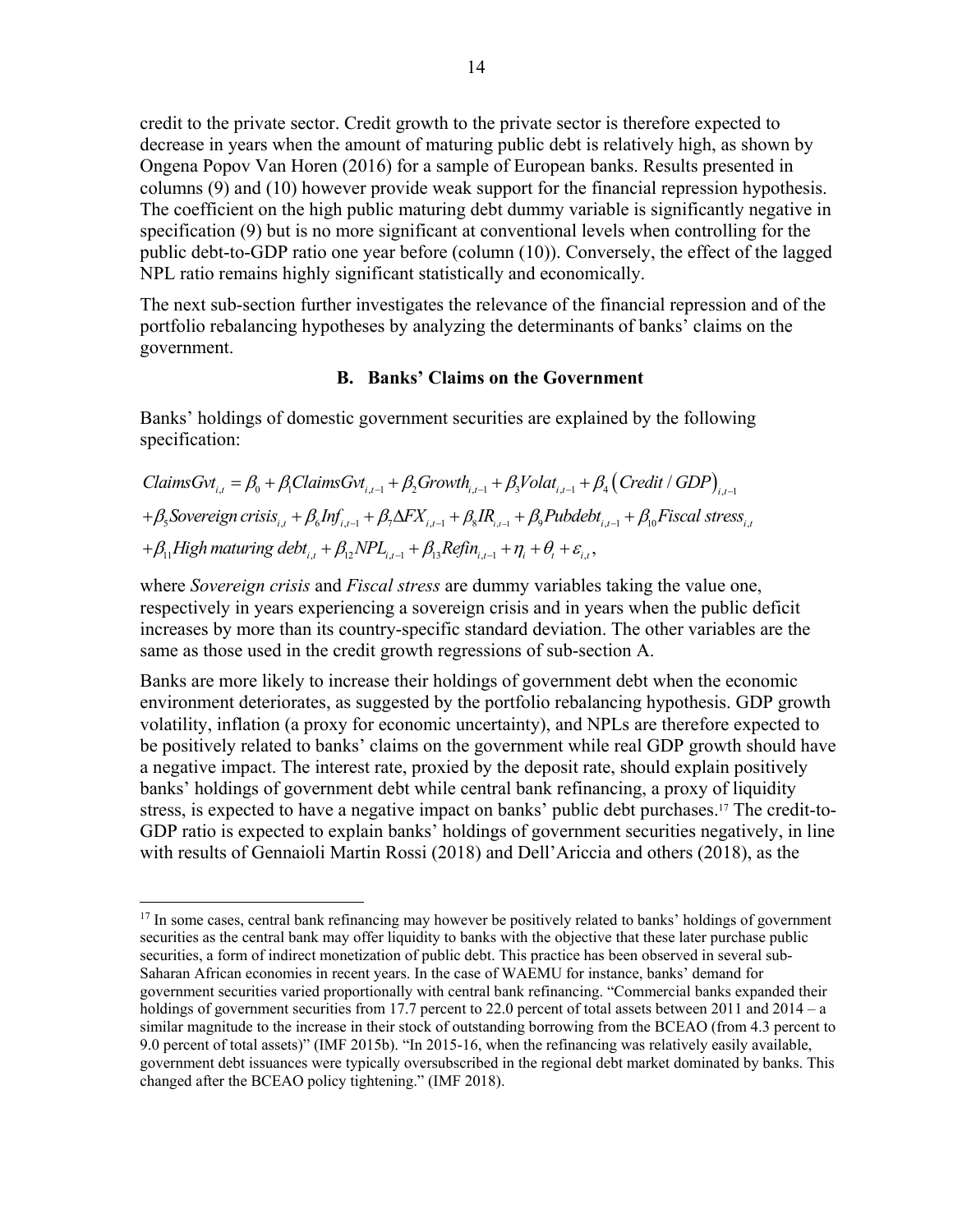credit to the private sector. Credit growth to the private sector is therefore expected to decrease in years when the amount of maturing public debt is relatively high, as shown by Ongena Popov Van Horen (2016) for a sample of European banks. Results presented in columns (9) and (10) however provide weak support for the financial repression hypothesis. The coefficient on the high public maturing debt dummy variable is significantly negative in specification (9) but is no more significant at conventional levels when controlling for the public debt-to-GDP ratio one year before (column (10)). Conversely, the effect of the lagged NPL ratio remains highly significant statistically and economically.

The next sub-section further investigates the relevance of the financial repression and of the portfolio rebalancing hypotheses by analyzing the determinants of banks' claims on the government.

### B. Banks' Claims on the Government

Banks' holdings of domestic government securities are explained by the following specification:

$$
\begin{aligned}
ClaimsGvt_{i,t} &= \beta_0 + \beta_1 ClaimsGvt_{i,t-1} + \beta_2 Growth_{i,t-1} + \beta_3 Volat_{i,t-1} + \beta_4 \left( Credit / GDP \right)_{i,t-1} \\
&+ \beta_5 Sovereign\ crisis_{i,t} + \beta_6 Inf_{i,t-1} + \beta_7 \Delta FX_{i,t-1} + \beta_8 IR_{i,t-1} + \beta_9 Pubdebt_{i,t-1} + \beta_{10} Fiscal\ stress_{i,t} \\
&+ \beta_{11} High\ maturing\ debt_{i,t} + \beta_{12} NPL_{i,t-1} + \beta_{13} Refin_{i,t-1} + \eta_i + \theta_t + \varepsilon_{i,t},
\end{aligned}
$$

where *Sovereign crisis* and *Fiscal stress* are dummy variables taking the value one, respectively in years experiencing a sovereign crisis and in years when the public deficit increases by more than its country-specific standard deviation. The other variables are the same as those used in the credit growth regressions of sub-section A.

Banks are more likely to increase their holdings of government debt when the economic environment deteriorates, as suggested by the portfolio rebalancing hypothesis. GDP growth volatility, inflation (a proxy for economic uncertainty), and NPLs are therefore expected to be positively related to banks' claims on the government while real GDP growth should have a negative impact. The interest rate, proxied by the deposit rate, should explain positively banks' holdings of government debt while central bank refinancing, a proxy of liquidity stress, is expected to have a negative impact on banks' public debt purchases.[17] The credit-to-GDP ratio is expected to explain banks' holdings of government securities negatively, in line with results of Gennaioli Martin Rossi (2018) and Dell'Ariccia and others (2018), as the

---

[17] In some cases, central bank refinancing may however be positively related to banks' holdings of government securities as the central bank may offer liquidity to banks with the objective that these later purchase public securities, a form of indirect monetization of public debt. This practice has been observed in several sub-Saharan African economies in recent years. In the case of WAEMU for instance, banks' demand for government securities varied proportionally with central bank refinancing. "Commercial banks expanded their holdings of government securities from 17.7 percent to 22.0 percent of total assets between 2011 and 2014 – a similar magnitude to the increase in their stock of outstanding borrowing from the BCEAO (from 4.3 percent to 9.0 percent of total assets)" (IMF 2015b). "In 2015-16, when the refinancing was relatively easily available, government debt issuances were typically oversubscribed in the regional debt market dominated by banks. This changed after the BCEAO policy tightening." (IMF 2018).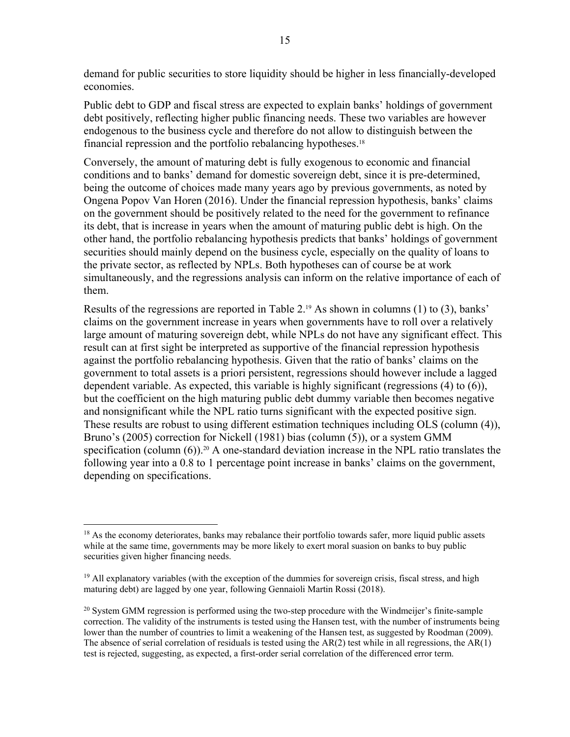demand for public securities to store liquidity should be higher in less financially-developed economies.

Public debt to GDP and fiscal stress are expected to explain banks' holdings of government debt positively, reflecting higher public financing needs. These two variables are however endogenous to the business cycle and therefore do not allow to distinguish between the financial repression and the portfolio rebalancing hypotheses.[18]

Conversely, the amount of maturing debt is fully exogenous to economic and financial conditions and to banks' demand for domestic sovereign debt, since it is pre-determined, being the outcome of choices made many years ago by previous governments, as noted by Ongena Popov Van Horen (2016). Under the financial repression hypothesis, banks' claims on the government should be positively related to the need for the government to refinance its debt, that is increase in years when the amount of maturing public debt is high. On the other hand, the portfolio rebalancing hypothesis predicts that banks' holdings of government securities should mainly depend on the business cycle, especially on the quality of loans to the private sector, as reflected by NPLs. Both hypotheses can of course be at work simultaneously, and the regressions analysis can inform on the relative importance of each of them.

Results of the regressions are reported in Table 2.[19] As shown in columns (1) to (3), banks' claims on the government increase in years when governments have to roll over a relatively large amount of maturing sovereign debt, while NPLs do not have any significant effect. This result can at first sight be interpreted as supportive of the financial repression hypothesis against the portfolio rebalancing hypothesis. Given that the ratio of banks' claims on the government to total assets is a priori persistent, regressions should however include a lagged dependent variable. As expected, this variable is highly significant (regressions (4) to (6)), but the coefficient on the high maturing public debt dummy variable then becomes negative and nonsignificant while the NPL ratio turns significant with the expected positive sign. These results are robust to using different estimation techniques including OLS (column (4)), Bruno's (2005) correction for Nickell (1981) bias (column (5)), or a system GMM specification (column (6)).[20] A one-standard deviation increase in the NPL ratio translates the following year into a 0.8 to 1 percentage point increase in banks' claims on the government, depending on specifications.

---

[18] As the economy deteriorates, banks may rebalance their portfolio towards safer, more liquid public assets while at the same time, governments may be more likely to exert moral suasion on banks to buy public securities given higher financing needs.

[19] All explanatory variables (with the exception of the dummies for sovereign crisis, fiscal stress, and high maturing debt) are lagged by one year, following Gennaioli Martin Rossi (2018).

[20] System GMM regression is performed using the two-step procedure with the Windmeijer's finite-sample correction. The validity of the instruments is tested using the Hansen test, with the number of instruments being lower than the number of countries to limit a weakening of the Hansen test, as suggested by Roodman (2009). The absence of serial correlation of residuals is tested using the AR(2) test while in all regressions, the AR(1) test is rejected, suggesting, as expected, a first-order serial correlation of the differenced error term.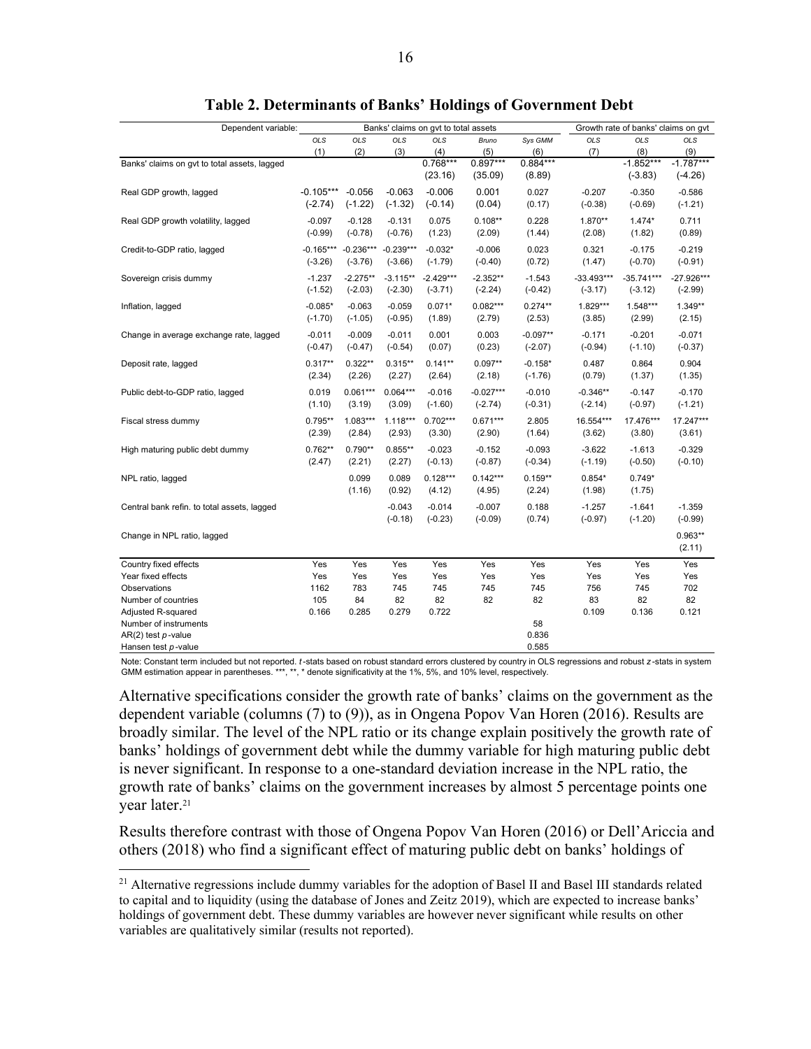**Table 2. Determinants of Banks' Holdings of Government Debt**

| Dependent variable: | Banks' claims on gvt to total assets | | | | | | Growth rate of banks' claims on gvt | | |
|---|---|---|---|---|---|---|---|---|---|
| | *OLS* | *OLS* | *OLS* | *OLS* | *Bruno* | *Sys GMM* | *OLS* | *OLS* | *OLS* |
| | (1) | (2) | (3) | (4) | (5) | (6) | (7) | (8) | (9) |
| Banks' claims on gvt to total assets, lagged | | | | 0.768*** | 0.897*** | 0.884*** | | -1.852*** | -1.787*** |
| | | | | (23.16) | (35.09) | (8.89) | | (-3.83) | (-4.26) |
| Real GDP growth, lagged | -0.105*** | -0.056 | -0.063 | -0.006 | 0.001 | 0.027 | -0.207 | -0.350 | -0.586 |
| | (-2.74) | (-1.22) | (-1.32) | (-0.14) | (0.04) | (0.17) | (-0.38) | (-0.69) | (-1.21) |
| Real GDP growth volatility, lagged | -0.097 | -0.128 | -0.131 | 0.075 | 0.108** | 0.228 | 1.870** | 1.474* | 0.711 |
| | (-0.99) | (-0.78) | (-0.76) | (1.23) | (2.09) | (1.44) | (2.08) | (1.82) | (0.89) |
| Credit-to-GDP ratio, lagged | -0.165*** | -0.236*** | -0.239*** | -0.032* | -0.006 | 0.023 | 0.321 | -0.175 | -0.219 |
| | (-3.26) | (-3.76) | (-3.66) | (-1.79) | (-0.40) | (0.72) | (1.47) | (-0.70) | (-0.91) |
| Sovereign crisis dummy | -1.237 | -2.275** | -3.115** | -2.429*** | -2.352** | -1.543 | -33.493*** | -35.741*** | -27.926*** |
| | (-1.52) | (-2.03) | (-2.30) | (-3.71) | (-2.24) | (-0.42) | (-3.17) | (-3.12) | (-2.99) |
| Inflation, lagged | -0.085* | -0.063 | -0.059 | 0.071* | 0.082*** | 0.274** | 1.829*** | 1.548*** | 1.349** |
| | (-1.70) | (-1.05) | (-0.95) | (1.89) | (2.79) | (2.53) | (3.85) | (2.99) | (2.15) |
| Change in average exchange rate, lagged | -0.011 | -0.009 | -0.011 | 0.001 | 0.003 | -0.097** | -0.171 | -0.201 | -0.071 |
| | (-0.47) | (-0.47) | (-0.54) | (0.07) | (0.23) | (-2.07) | (-0.94) | (-1.10) | (-0.37) |
| Deposit rate, lagged | 0.317** | 0.322** | 0.315** | 0.141** | 0.097** | -0.158* | 0.487 | 0.864 | 0.904 |
| | (2.34) | (2.26) | (2.27) | (2.64) | (2.18) | (-1.76) | (0.79) | (1.37) | (1.35) |
| Public debt-to-GDP ratio, lagged | 0.019 | 0.061*** | 0.064*** | -0.016 | -0.027*** | -0.010 | -0.346** | -0.147 | -0.170 |
| | (1.10) | (3.19) | (3.09) | (-1.60) | (-2.74) | (-0.31) | (-2.14) | (-0.97) | (-1.21) |
| Fiscal stress dummy | 0.795** | 1.083*** | 1.118*** | 0.702*** | 0.671*** | 2.805 | 16.554*** | 17.476*** | 17.247*** |
| | (2.39) | (2.84) | (2.93) | (3.30) | (2.90) | (1.64) | (3.62) | (3.80) | (3.61) |
| High maturing public debt dummy | 0.762** | 0.790** | 0.855** | -0.023 | -0.152 | -0.093 | -3.622 | -1.613 | -0.329 |
| | (2.47) | (2.21) | (2.27) | (-0.13) | (-0.87) | (-0.34) | (-1.19) | (-0.50) | (-0.10) |
| NPL ratio, lagged | | 0.099 | 0.089 | 0.128*** | 0.142*** | 0.159** | 0.854* | 0.749* | |
| | | (1.16) | (0.92) | (4.12) | (4.95) | (2.24) | (1.98) | (1.75) | |
| Central bank refin. to total assets, lagged | | | -0.043 | -0.014 | -0.007 | 0.188 | -1.257 | -1.641 | -1.359 |
| | | | (-0.18) | (-0.23) | (-0.09) | (0.74) | (-0.97) | (-1.20) | (-0.99) |
| Change in NPL ratio, lagged | | | | | | | | | 0.963** |
| | | | | | | | | | (2.11) |
| Country fixed effects | Yes | Yes | Yes | Yes | Yes | Yes | Yes | Yes | Yes |
| Year fixed effects | Yes | Yes | Yes | Yes | Yes | Yes | Yes | Yes | Yes |
| Observations | 1162 | 783 | 745 | 745 | 745 | 745 | 756 | 745 | 702 |
| Number of countries | 105 | 84 | 82 | 82 | 82 | 82 | 83 | 82 | 82 |
| Adjusted R-squared | 0.166 | 0.285 | 0.279 | 0.722 | | | 0.109 | 0.136 | 0.121 |
| Number of instruments | | | | | | 58 | | | |
| AR(2) test *p*-value | | | | | | 0.836 | | | |
| Hansen test *p*-value | | | | | | 0.585 | | | |

Note: Constant term included but not reported. *t*-stats based on robust standard errors clustered by country in OLS regressions and robust *z*-stats in system GMM estimation appear in parentheses. ***, **, * denote significativity at the 1%, 5%, and 10% level, respectively.

Alternative specifications consider the growth rate of banks' claims on the government as the dependent variable (columns (7) to (9)), as in Ongena Popov Van Horen (2016). Results are broadly similar. The level of the NPL ratio or its change explain positively the growth rate of banks' holdings of government debt while the dummy variable for high maturing public debt is never significant. In response to a one-standard deviation increase in the NPL ratio, the growth rate of banks' claims on the government increases by almost 5 percentage points one year later.[21]

Results therefore contrast with those of Ongena Popov Van Horen (2016) or Dell'Ariccia and others (2018) who find a significant effect of maturing public debt on banks' holdings of

[21] Alternative regressions include dummy variables for the adoption of Basel II and Basel III standards related to capital and to liquidity (using the database of Jones and Zeitz 2019), which are expected to increase banks' holdings of government debt. These dummy variables are however never significant while results on other variables are qualitatively similar (results not reported).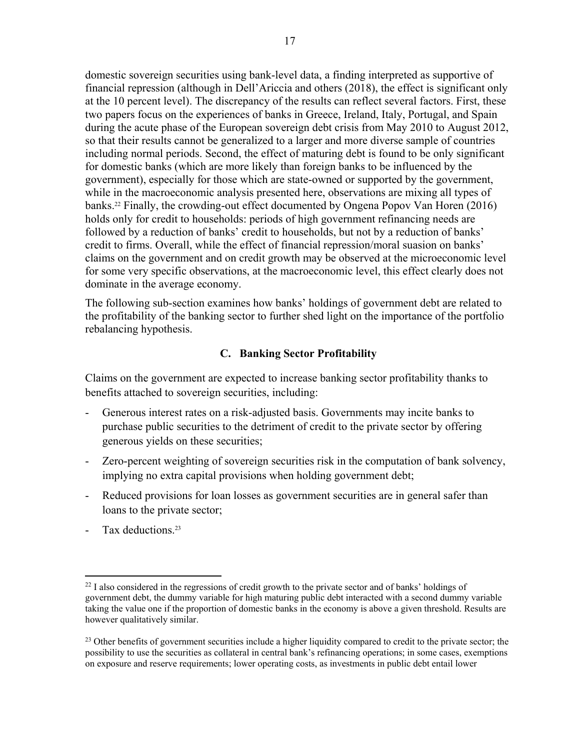domestic sovereign securities using bank-level data, a finding interpreted as supportive of financial repression (although in Dell'Ariccia and others (2018), the effect is significant only at the 10 percent level). The discrepancy of the results can reflect several factors. First, these two papers focus on the experiences of banks in Greece, Ireland, Italy, Portugal, and Spain during the acute phase of the European sovereign debt crisis from May 2010 to August 2012, so that their results cannot be generalized to a larger and more diverse sample of countries including normal periods. Second, the effect of maturing debt is found to be only significant for domestic banks (which are more likely than foreign banks to be influenced by the government), especially for those which are state-owned or supported by the government, while in the macroeconomic analysis presented here, observations are mixing all types of banks.[22] Finally, the crowding-out effect documented by Ongena Popov Van Horen (2016) holds only for credit to households: periods of high government refinancing needs are followed by a reduction of banks' credit to households, but not by a reduction of banks' credit to firms. Overall, while the effect of financial repression/moral suasion on banks' claims on the government and on credit growth may be observed at the microeconomic level for some very specific observations, at the macroeconomic level, this effect clearly does not dominate in the average economy.

The following sub-section examines how banks' holdings of government debt are related to the profitability of the banking sector to further shed light on the importance of the portfolio rebalancing hypothesis.

### C. Banking Sector Profitability

Claims on the government are expected to increase banking sector profitability thanks to benefits attached to sovereign securities, including:

- Generous interest rates on a risk-adjusted basis. Governments may incite banks to purchase public securities to the detriment of credit to the private sector by offering generous yields on these securities;
- Zero-percent weighting of sovereign securities risk in the computation of bank solvency, implying no extra capital provisions when holding government debt;
- Reduced provisions for loan losses as government securities are in general safer than loans to the private sector;
- Tax deductions.[23]

---

[22] I also considered in the regressions of credit growth to the private sector and of banks' holdings of government debt, the dummy variable for high maturing public debt interacted with a second dummy variable taking the value one if the proportion of domestic banks in the economy is above a given threshold. Results are however qualitatively similar.

[23] Other benefits of government securities include a higher liquidity compared to credit to the private sector; the possibility to use the securities as collateral in central bank's refinancing operations; in some cases, exemptions on exposure and reserve requirements; lower operating costs, as investments in public debt entail lower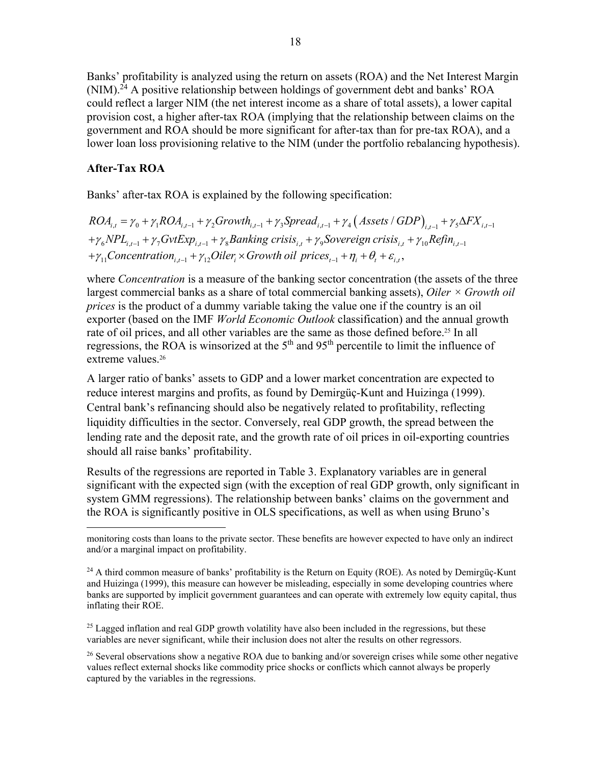Banks' profitability is analyzed using the return on assets (ROA) and the Net Interest Margin (NIM).[24] A positive relationship between holdings of government debt and banks' ROA could reflect a larger NIM (the net interest income as a share of total assets), a lower capital provision cost, a higher after-tax ROA (implying that the relationship between claims on the government and ROA should be more significant for after-tax than for pre-tax ROA), and a lower loan loss provisioning relative to the NIM (under the portfolio rebalancing hypothesis).

**After-Tax ROA**

Banks' after-tax ROA is explained by the following specification:

$$
\begin{aligned}
ROA_{i,t} &= \gamma_0 + \gamma_1 ROA_{i,t-1} + \gamma_2 Growth_{i,t-1} + \gamma_3 Spread_{i,t-1} + \gamma_4 \left( Assets / GDP \right)_{i,t-1} + \gamma_5 \Delta FX_{i,t-1} \\
&+ \gamma_6 NPL_{i,t-1} + \gamma_7 GvtExp_{i,t-1} + \gamma_8 Banking\ crisis_{i,t} + \gamma_9 Sovereign\ crisis_{i,t} + \gamma_{10} Refin_{i,t-1} \\
&+ \gamma_{11} Concentration_{i,t-1} + \gamma_{12} Oiler_i \times Growth\ oil\ prices_{t-1} + \eta_i + \theta_t + \varepsilon_{i,t},
\end{aligned}
$$

where *Concentration* is a measure of the banking sector concentration (the assets of the three largest commercial banks as a share of total commercial banking assets), *Oiler × Growth oil prices* is the product of a dummy variable taking the value one if the country is an oil exporter (based on the IMF *World Economic Outlook* classification) and the annual growth rate of oil prices, and all other variables are the same as those defined before.[25] In all regressions, the ROA is winsorized at the 5th and 95th percentile to limit the influence of extreme values.[26]

A larger ratio of banks' assets to GDP and a lower market concentration are expected to reduce interest margins and profits, as found by Demirgüç-Kunt and Huizinga (1999). Central bank's refinancing should also be negatively related to profitability, reflecting liquidity difficulties in the sector. Conversely, real GDP growth, the spread between the lending rate and the deposit rate, and the growth rate of oil prices in oil-exporting countries should all raise banks' profitability.

Results of the regressions are reported in Table 3. Explanatory variables are in general significant with the expected sign (with the exception of real GDP growth, only significant in system GMM regressions). The relationship between banks' claims on the government and the ROA is significantly positive in OLS specifications, as well as when using Bruno's

---

monitoring costs than loans to the private sector. These benefits are however expected to have only an indirect and/or a marginal impact on profitability.

[24] A third common measure of banks' profitability is the Return on Equity (ROE). As noted by Demirgüç-Kunt and Huizinga (1999), this measure can however be misleading, especially in some developing countries where banks are supported by implicit government guarantees and can operate with extremely low equity capital, thus inflating their ROE.

[25] Lagged inflation and real GDP growth volatility have also been included in the regressions, but these variables are never significant, while their inclusion does not alter the results on other regressors.

[26] Several observations show a negative ROA due to banking and/or sovereign crises while some other negative values reflect external shocks like commodity price shocks or conflicts which cannot always be properly captured by the variables in the regressions.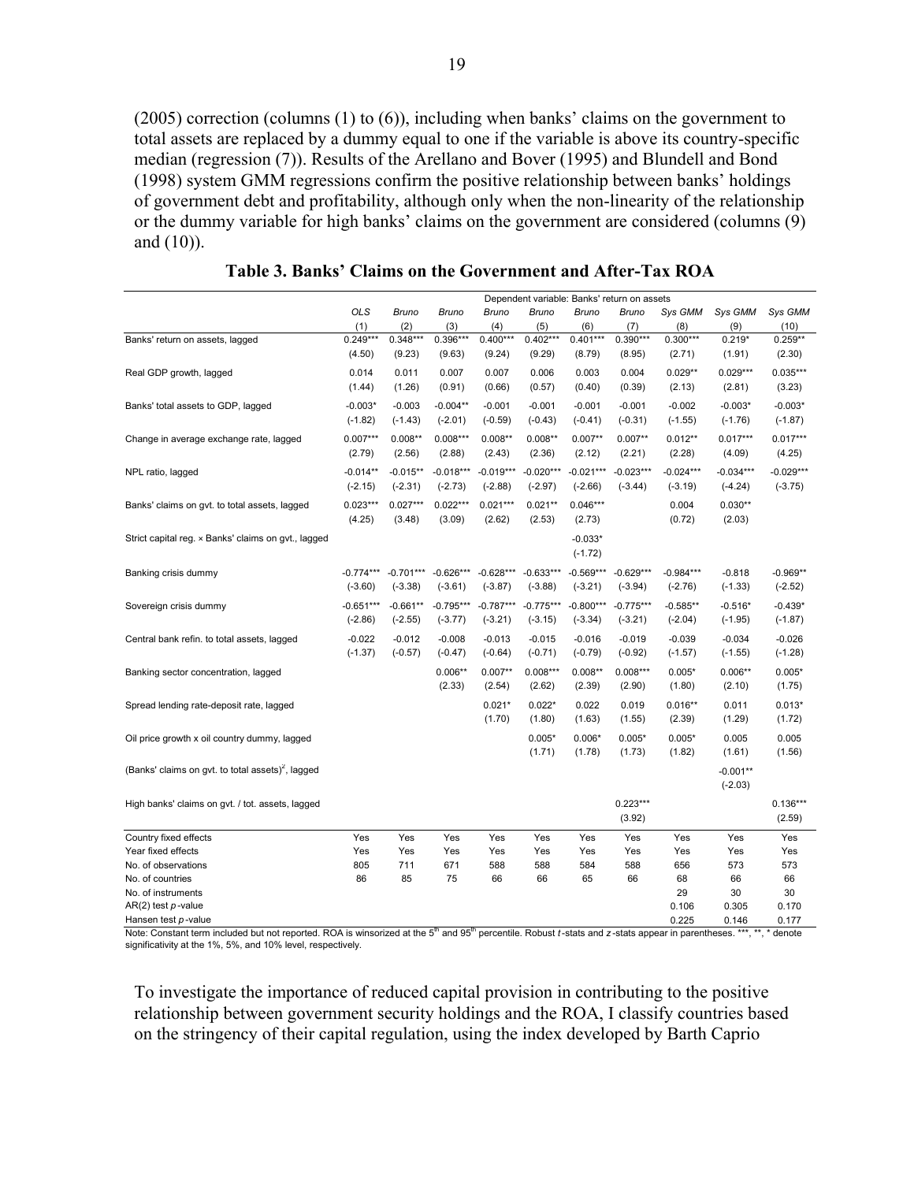(2005) correction (columns (1) to (6)), including when banks' claims on the government to total assets are replaced by a dummy equal to one if the variable is above its country-specific median (regression (7)). Results of the Arellano and Bover (1995) and Blundell and Bond (1998) system GMM regressions confirm the positive relationship between banks' holdings of government debt and profitability, although only when the non-linearity of the relationship or the dummy variable for high banks' claims on the government are considered (columns (9) and (10)).

**Table 3. Banks' Claims on the Government and After-Tax ROA**

| | Dependent variable: Banks' return on assets | | | | | | | | | |
|---|---|---|---|---|---|---|---|---|---|---|
| | *OLS* | *Bruno* | *Bruno* | *Bruno* | *Bruno* | *Bruno* | *Bruno* | *Sys GMM* | *Sys GMM* | *Sys GMM* |
| | (1) | (2) | (3) | (4) | (5) | (6) | (7) | (8) | (9) | (10) |
| Banks' return on assets, lagged | 0.249*** | 0.348*** | 0.396*** | 0.400*** | 0.402*** | 0.401*** | 0.390*** | 0.300*** | 0.219* | 0.259** |
| | (4.50) | (9.23) | (9.63) | (9.24) | (9.29) | (8.79) | (8.95) | (2.71) | (1.91) | (2.30) |
| Real GDP growth, lagged | 0.014 | 0.011 | 0.007 | 0.007 | 0.006 | 0.003 | 0.004 | 0.029** | 0.029*** | 0.035*** |
| | (1.44) | (1.26) | (0.91) | (0.66) | (0.57) | (0.40) | (0.39) | (2.13) | (2.81) | (3.23) |
| Banks' total assets to GDP, lagged | -0.003* | -0.003 | -0.004** | -0.001 | -0.001 | -0.001 | -0.001 | -0.002 | -0.003* | -0.003* |
| | (-1.82) | (-1.43) | (-2.01) | (-0.59) | (-0.43) | (-0.41) | (-0.31) | (-1.55) | (-1.76) | (-1.87) |
| Change in average exchange rate, lagged | 0.007*** | 0.008** | 0.008*** | 0.008** | 0.008** | 0.007** | 0.007** | 0.012** | 0.017*** | 0.017*** |
| | (2.79) | (2.56) | (2.88) | (2.43) | (2.36) | (2.12) | (2.21) | (2.28) | (4.09) | (4.25) |
| NPL ratio, lagged | -0.014** | -0.015** | -0.018*** | -0.019*** | -0.020*** | -0.021*** | -0.023*** | -0.024*** | -0.034*** | -0.029*** |
| | (-2.15) | (-2.31) | (-2.73) | (-2.88) | (-2.97) | (-2.66) | (-3.44) | (-3.19) | (-4.24) | (-3.75) |
| Banks' claims on gvt. to total assets, lagged | 0.023*** | 0.027*** | 0.022*** | 0.021*** | 0.021** | 0.046*** | | 0.004 | 0.030** | |
| | (4.25) | (3.48) | (3.09) | (2.62) | (2.53) | (2.73) | | (0.72) | (2.03) | |
| Strict capital reg. × Banks' claims on gvt., lagged | | | | | | -0.033* | | | | |
| | | | | | | (-1.72) | | | | |
| Banking crisis dummy | -0.774*** | -0.701*** | -0.626*** | -0.628*** | -0.633*** | -0.569*** | -0.629*** | -0.984*** | -0.818 | -0.969** |
| | (-3.60) | (-3.38) | (-3.61) | (-3.87) | (-3.88) | (-3.21) | (-3.94) | (-2.76) | (-1.33) | (-2.52) |
| Sovereign crisis dummy | -0.651*** | -0.661** | -0.795*** | -0.787*** | -0.775*** | -0.800*** | -0.775*** | -0.585** | -0.516* | -0.439* |
| | (-2.86) | (-2.55) | (-3.77) | (-3.21) | (-3.15) | (-3.34) | (-3.21) | (-2.04) | (-1.95) | (-1.87) |
| Central bank refin. to total assets, lagged | -0.022 | -0.012 | -0.008 | -0.013 | -0.015 | -0.016 | -0.019 | -0.039 | -0.034 | -0.026 |
| | (-1.37) | (-0.57) | (-0.47) | (-0.64) | (-0.71) | (-0.79) | (-0.92) | (-1.57) | (-1.55) | (-1.28) |
| Banking sector concentration, lagged | | | 0.006** | 0.007** | 0.008*** | 0.008** | 0.008*** | 0.005* | 0.006** | 0.005* |
| | | | (2.33) | (2.54) | (2.62) | (2.39) | (2.90) | (1.80) | (2.10) | (1.75) |
| Spread lending rate-deposit rate, lagged | | | | 0.021* | 0.022* | 0.022 | 0.019 | 0.016** | 0.011 | 0.013* |
| | | | | (1.70) | (1.80) | (1.63) | (1.55) | (2.39) | (1.29) | (1.72) |
| Oil price growth x oil country dummy, lagged | | | | | 0.005* | 0.006* | 0.005* | 0.005* | 0.005 | 0.005 |
| | | | | | (1.71) | (1.78) | (1.73) | (1.82) | (1.61) | (1.56) |
| (Banks' claims on gvt. to total assets)$^2$, lagged | | | | | | | | | -0.001** | |
| | | | | | | | | | (-2.03) | |
| High banks' claims on gvt. / tot. assets, lagged | | | | | | | 0.223*** | | | 0.136*** |
| | | | | | | | (3.92) | | | (2.59) |
| Country fixed effects | Yes | Yes | Yes | Yes | Yes | Yes | Yes | Yes | Yes | Yes |
| Year fixed effects | Yes | Yes | Yes | Yes | Yes | Yes | Yes | Yes | Yes | Yes |
| No. of observations | 805 | 711 | 671 | 588 | 588 | 584 | 588 | 656 | 573 | 573 |
| No. of countries | 86 | 85 | 75 | 66 | 66 | 65 | 66 | 68 | 66 | 66 |
| No. of instruments | | | | | | | | 29 | 30 | 30 |
| AR(2) test *p*-value | | | | | | | | 0.106 | 0.305 | 0.170 |
| Hansen test *p*-value | | | | | | | | 0.225 | 0.146 | 0.177 |

Note: Constant term included but not reported. ROA is winsorized at the 5th and 95th percentile. Robust *t*-stats and *z*-stats appear in parentheses. ***, **, * denote significativity at the 1%, 5%, and 10% level, respectively.

To investigate the importance of reduced capital provision in contributing to the positive relationship between government security holdings and the ROA, I classify countries based on the stringency of their capital regulation, using the index developed by Barth Caprio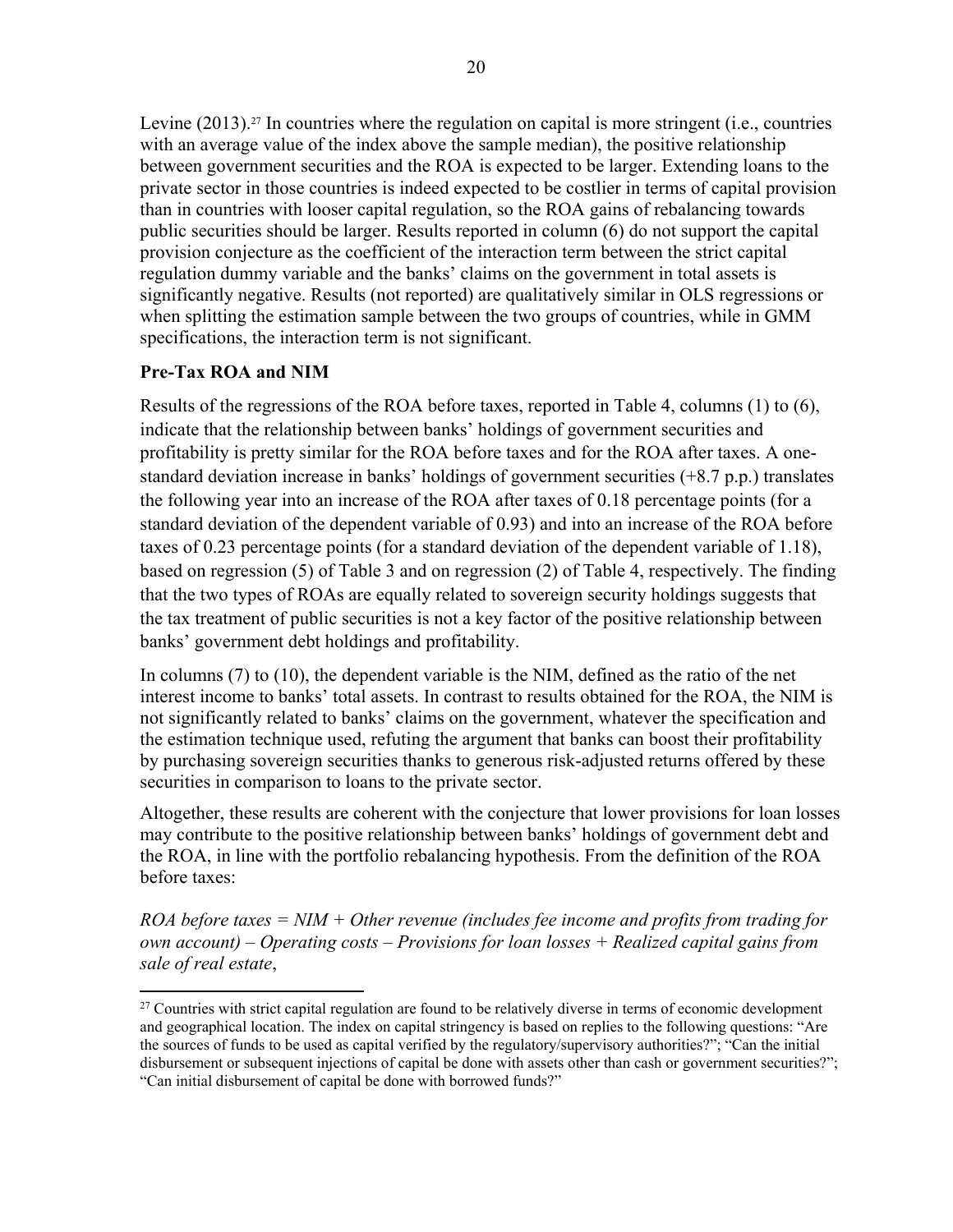Levine (2013).[27] In countries where the regulation on capital is more stringent (i.e., countries with an average value of the index above the sample median), the positive relationship between government securities and the ROA is expected to be larger. Extending loans to the private sector in those countries is indeed expected to be costlier in terms of capital provision than in countries with looser capital regulation, so the ROA gains of rebalancing towards public securities should be larger. Results reported in column (6) do not support the capital provision conjecture as the coefficient of the interaction term between the strict capital regulation dummy variable and the banks' claims on the government in total assets is significantly negative. Results (not reported) are qualitatively similar in OLS regressions or when splitting the estimation sample between the two groups of countries, while in GMM specifications, the interaction term is not significant.

**Pre-Tax ROA and NIM**

Results of the regressions of the ROA before taxes, reported in Table 4, columns (1) to (6), indicate that the relationship between banks' holdings of government securities and profitability is pretty similar for the ROA before taxes and for the ROA after taxes. A one-standard deviation increase in banks' holdings of government securities (+8.7 p.p.) translates the following year into an increase of the ROA after taxes of 0.18 percentage points (for a standard deviation of the dependent variable of 0.93) and into an increase of the ROA before taxes of 0.23 percentage points (for a standard deviation of the dependent variable of 1.18), based on regression (5) of Table 3 and on regression (2) of Table 4, respectively. The finding that the two types of ROAs are equally related to sovereign security holdings suggests that the tax treatment of public securities is not a key factor of the positive relationship between banks' government debt holdings and profitability.

In columns (7) to (10), the dependent variable is the NIM, defined as the ratio of the net interest income to banks' total assets. In contrast to results obtained for the ROA, the NIM is not significantly related to banks' claims on the government, whatever the specification and the estimation technique used, refuting the argument that banks can boost their profitability by purchasing sovereign securities thanks to generous risk-adjusted returns offered by these securities in comparison to loans to the private sector.

Altogether, these results are coherent with the conjecture that lower provisions for loan losses may contribute to the positive relationship between banks' holdings of government debt and the ROA, in line with the portfolio rebalancing hypothesis. From the definition of the ROA before taxes:

*ROA before taxes = NIM + Other revenue (includes fee income and profits from trading for own account) – Operating costs – Provisions for loan losses + Realized capital gains from sale of real estate*,

[27] Countries with strict capital regulation are found to be relatively diverse in terms of economic development and geographical location. The index on capital stringency is based on replies to the following questions: "Are the sources of funds to be used as capital verified by the regulatory/supervisory authorities?"; "Can the initial disbursement or subsequent injections of capital be done with assets other than cash or government securities?"; "Can initial disbursement of capital be done with borrowed funds?"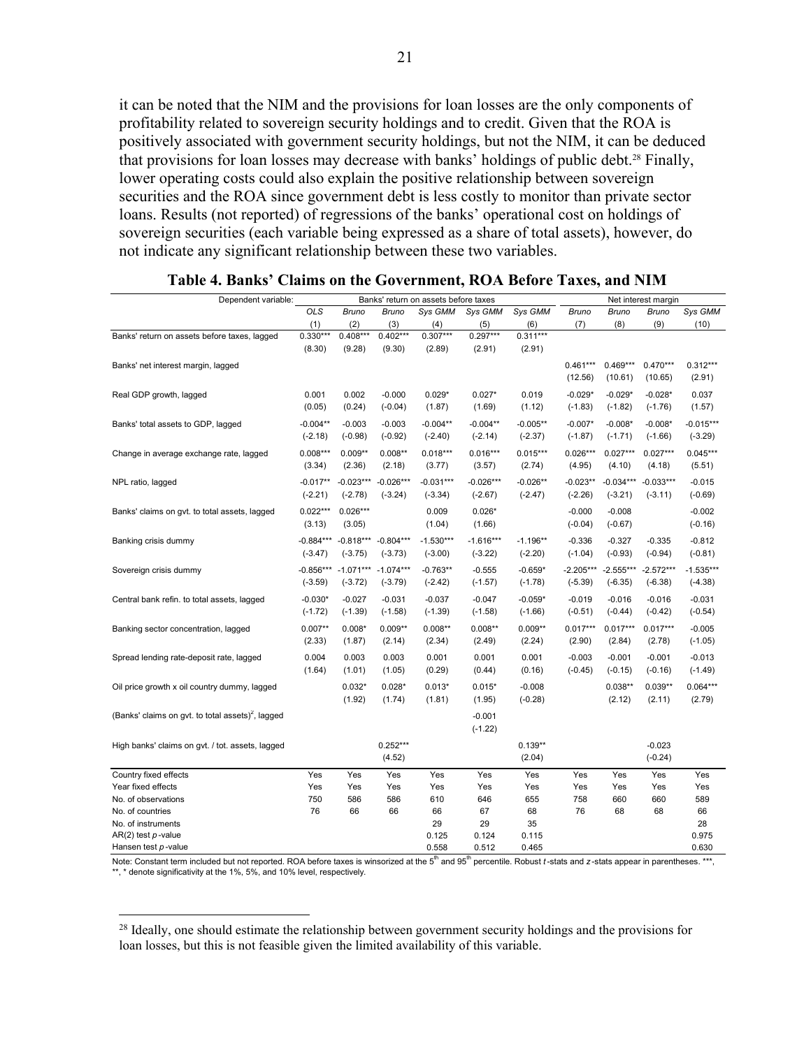it can be noted that the NIM and the provisions for loan losses are the only components of profitability related to sovereign security holdings and to credit. Given that the ROA is positively associated with government security holdings, but not the NIM, it can be deduced that provisions for loan losses may decrease with banks' holdings of public debt.[28] Finally, lower operating costs could also explain the positive relationship between sovereign securities and the ROA since government debt is less costly to monitor than private sector loans. Results (not reported) of regressions of the banks' operational cost on holdings of sovereign securities (each variable being expressed as a share of total assets), however, do not indicate any significant relationship between these two variables.

**Table 4. Banks' Claims on the Government, ROA Before Taxes, and NIM**

| Dependent variable: | Banks' return on assets before taxes | | | | | | Net interest margin | | | |
|---|---|---|---|---|---|---|---|---|---|---|
| | *OLS* | *Bruno* | *Bruno* | *Sys GMM* | *Sys GMM* | *Sys GMM* | *Bruno* | *Bruno* | *Bruno* | *Sys GMM* |
| | (1) | (2) | (3) | (4) | (5) | (6) | (7) | (8) | (9) | (10) |
| Banks' return on assets before taxes, lagged | 0.330*** | 0.408*** | 0.402*** | 0.307*** | 0.297*** | 0.311*** | | | | |
| | (8.30) | (9.28) | (9.30) | (2.89) | (2.91) | (2.91) | | | | |
| Banks' net interest margin, lagged | | | | | | | 0.461*** | 0.469*** | 0.470*** | 0.312*** |
| | | | | | | | (12.56) | (10.61) | (10.65) | (2.91) |
| Real GDP growth, lagged | 0.001 | 0.002 | -0.000 | 0.029* | 0.027* | 0.019 | -0.029* | -0.029* | -0.028* | 0.037 |
| | (0.05) | (0.24) | (-0.04) | (1.87) | (1.69) | (1.12) | (-1.83) | (-1.82) | (-1.76) | (1.57) |
| Banks' total assets to GDP, lagged | -0.004** | -0.003 | -0.003 | -0.004** | -0.004** | -0.005** | -0.007* | -0.008* | -0.008* | -0.015*** |
| | (-2.18) | (-0.98) | (-0.92) | (-2.40) | (-2.14) | (-2.37) | (-1.87) | (-1.71) | (-1.66) | (-3.29) |
| Change in average exchange rate, lagged | 0.008*** | 0.009** | 0.008** | 0.018*** | 0.016*** | 0.015*** | 0.026*** | 0.027*** | 0.027*** | 0.045*** |
| | (3.34) | (2.36) | (2.18) | (3.77) | (3.57) | (2.74) | (4.95) | (4.10) | (4.18) | (5.51) |
| NPL ratio, lagged | -0.017** | -0.023*** | -0.026*** | -0.031*** | -0.026*** | -0.026** | -0.023** | -0.034*** | -0.033*** | -0.015 |
| | (-2.21) | (-2.78) | (-3.24) | (-3.34) | (-2.67) | (-2.47) | (-2.26) | (-3.21) | (-3.11) | (-0.69) |
| Banks' claims on gvt. to total assets, lagged | 0.022*** | 0.026*** | | 0.009 | 0.026* | | -0.000 | -0.008 | | -0.002 |
| | (3.13) | (3.05) | | (1.04) | (1.66) | | (-0.04) | (-0.67) | | (-0.16) |
| Banking crisis dummy | -0.884*** | -0.818*** | -0.804*** | -1.530*** | -1.616*** | -1.196** | -0.336 | -0.327 | -0.335 | -0.812 |
| | (-3.47) | (-3.75) | (-3.73) | (-3.00) | (-3.22) | (-2.20) | (-1.04) | (-0.93) | (-0.94) | (-0.81) |
| Sovereign crisis dummy | -0.856*** | -1.071*** | -1.074*** | -0.763** | -0.555 | -0.659* | -2.205*** | -2.555*** | -2.572*** | -1.535*** |
| | (-3.59) | (-3.72) | (-3.79) | (-2.42) | (-1.57) | (-1.78) | (-5.39) | (-6.35) | (-6.38) | (-4.38) |
| Central bank refin. to total assets, lagged | -0.030* | -0.027 | -0.031 | -0.037 | -0.047 | -0.059* | -0.019 | -0.016 | -0.016 | -0.031 |
| | (-1.72) | (-1.39) | (-1.58) | (-1.39) | (-1.58) | (-1.66) | (-0.51) | (-0.44) | (-0.42) | (-0.54) |
| Banking sector concentration, lagged | 0.007** | 0.008* | 0.009** | 0.008** | 0.008** | 0.009** | 0.017*** | 0.017*** | 0.017*** | -0.005 |
| | (2.33) | (1.87) | (2.14) | (2.34) | (2.49) | (2.24) | (2.90) | (2.84) | (2.78) | (-1.05) |
| Spread lending rate-deposit rate, lagged | 0.004 | 0.003 | 0.003 | 0.001 | 0.001 | 0.001 | -0.003 | -0.001 | -0.001 | -0.013 |
| | (1.64) | (1.01) | (1.05) | (0.29) | (0.44) | (0.16) | (-0.45) | (-0.15) | (-0.16) | (-1.49) |
| Oil price growth x oil country dummy, lagged | | 0.032* | 0.028* | 0.013* | 0.015* | -0.008 | | 0.038** | 0.039** | 0.064*** |
| | | (1.92) | (1.74) | (1.81) | (1.95) | (-0.28) | | (2.12) | (2.11) | (2.79) |
| (Banks' claims on gvt. to total assets)$^2$, lagged | | | | | -0.001 | | | | | |
| | | | | | (-1.22) | | | | | |
| High banks' claims on gvt. / tot. assets, lagged | | | 0.252*** | | | 0.139** | | | -0.023 | |
| | | | (4.52) | | | (2.04) | | | (-0.24) | |
| Country fixed effects | Yes | Yes | Yes | Yes | Yes | Yes | Yes | Yes | Yes | Yes |
| Year fixed effects | Yes | Yes | Yes | Yes | Yes | Yes | Yes | Yes | Yes | Yes |
| No. of observations | 750 | 586 | 586 | 610 | 646 | 655 | 758 | 660 | 660 | 589 |
| No. of countries | 76 | 66 | 66 | 66 | 67 | 68 | 76 | 68 | 68 | 66 |
| No. of instruments | | | | 29 | 29 | 35 | | | | 28 |
| AR(2) test *p*-value | | | | 0.125 | 0.124 | 0.115 | | | | 0.975 |
| Hansen test *p*-value | | | | 0.558 | 0.512 | 0.465 | | | | 0.630 |

Note: Constant term included but not reported. ROA before taxes is winsorized at the 5th and 95th percentile. Robust *t*-stats and *z*-stats appear in parentheses. ***, **, * denote significativity at the 1%, 5%, and 10% level, respectively.

[28] Ideally, one should estimate the relationship between government security holdings and the provisions for loan losses, but this is not feasible given the limited availability of this variable.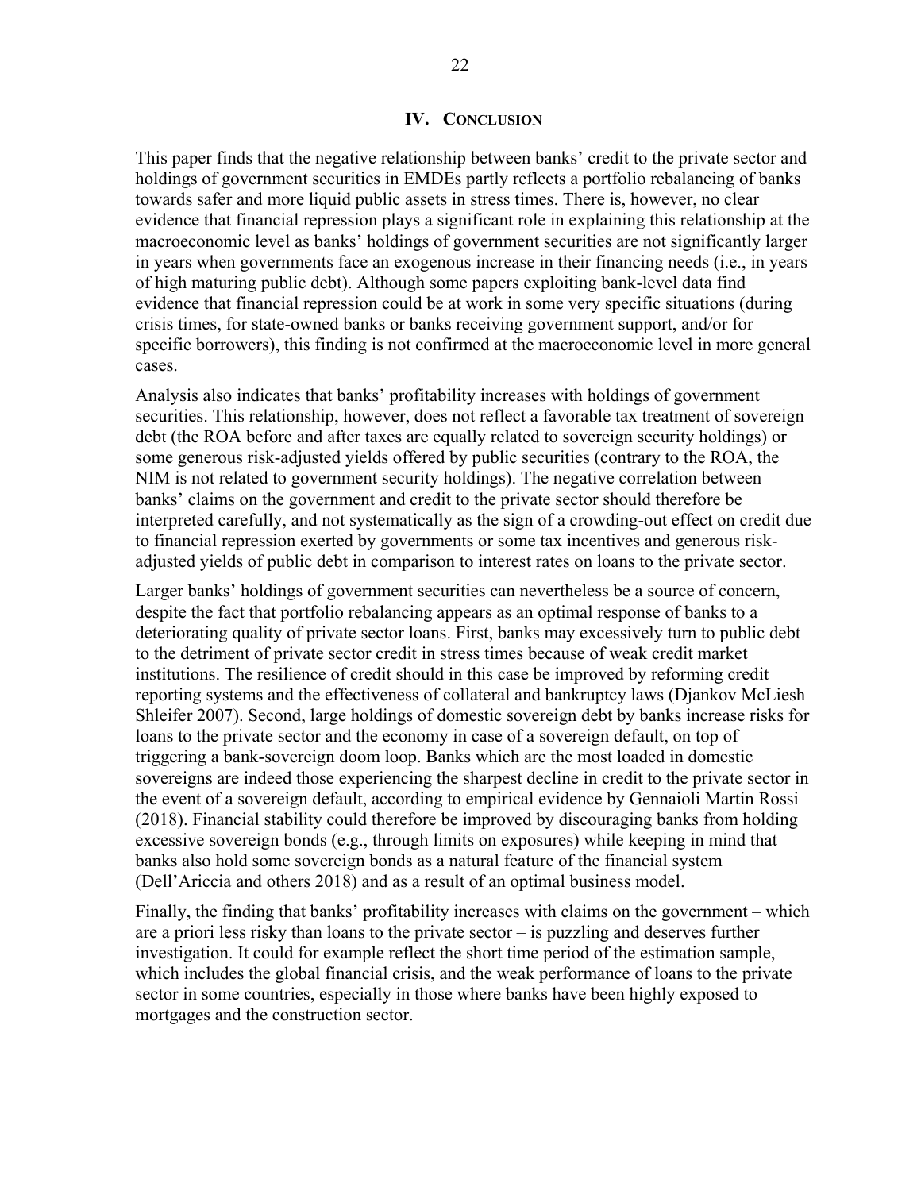# IV. Conclusion

This paper finds that the negative relationship between banks' credit to the private sector and holdings of government securities in EMDEs partly reflects a portfolio rebalancing of banks towards safer and more liquid public assets in stress times. There is, however, no clear evidence that financial repression plays a significant role in explaining this relationship at the macroeconomic level as banks' holdings of government securities are not significantly larger in years when governments face an exogenous increase in their financing needs (i.e., in years of high maturing public debt). Although some papers exploiting bank-level data find evidence that financial repression could be at work in some very specific situations (during crisis times, for state-owned banks or banks receiving government support, and/or for specific borrowers), this finding is not confirmed at the macroeconomic level in more general cases.

Analysis also indicates that banks' profitability increases with holdings of government securities. This relationship, however, does not reflect a favorable tax treatment of sovereign debt (the ROA before and after taxes are equally related to sovereign security holdings) or some generous risk-adjusted yields offered by public securities (contrary to the ROA, the NIM is not related to government security holdings). The negative correlation between banks' claims on the government and credit to the private sector should therefore be interpreted carefully, and not systematically as the sign of a crowding-out effect on credit due to financial repression exerted by governments or some tax incentives and generous risk-adjusted yields of public debt in comparison to interest rates on loans to the private sector.

Larger banks' holdings of government securities can nevertheless be a source of concern, despite the fact that portfolio rebalancing appears as an optimal response of banks to a deteriorating quality of private sector loans. First, banks may excessively turn to public debt to the detriment of private sector credit in stress times because of weak credit market institutions. The resilience of credit should in this case be improved by reforming credit reporting systems and the effectiveness of collateral and bankruptcy laws (Djankov McLiesh Shleifer 2007). Second, large holdings of domestic sovereign debt by banks increase risks for loans to the private sector and the economy in case of a sovereign default, on top of triggering a bank-sovereign doom loop. Banks which are the most loaded in domestic sovereigns are indeed those experiencing the sharpest decline in credit to the private sector in the event of a sovereign default, according to empirical evidence by Gennaioli Martin Rossi (2018). Financial stability could therefore be improved by discouraging banks from holding excessive sovereign bonds (e.g., through limits on exposures) while keeping in mind that banks also hold some sovereign bonds as a natural feature of the financial system (Dell'Ariccia and others 2018) and as a result of an optimal business model.

Finally, the finding that banks' profitability increases with claims on the government – which are a priori less risky than loans to the private sector – is puzzling and deserves further investigation. It could for example reflect the short time period of the estimation sample, which includes the global financial crisis, and the weak performance of loans to the private sector in some countries, especially in those where banks have been highly exposed to mortgages and the construction sector.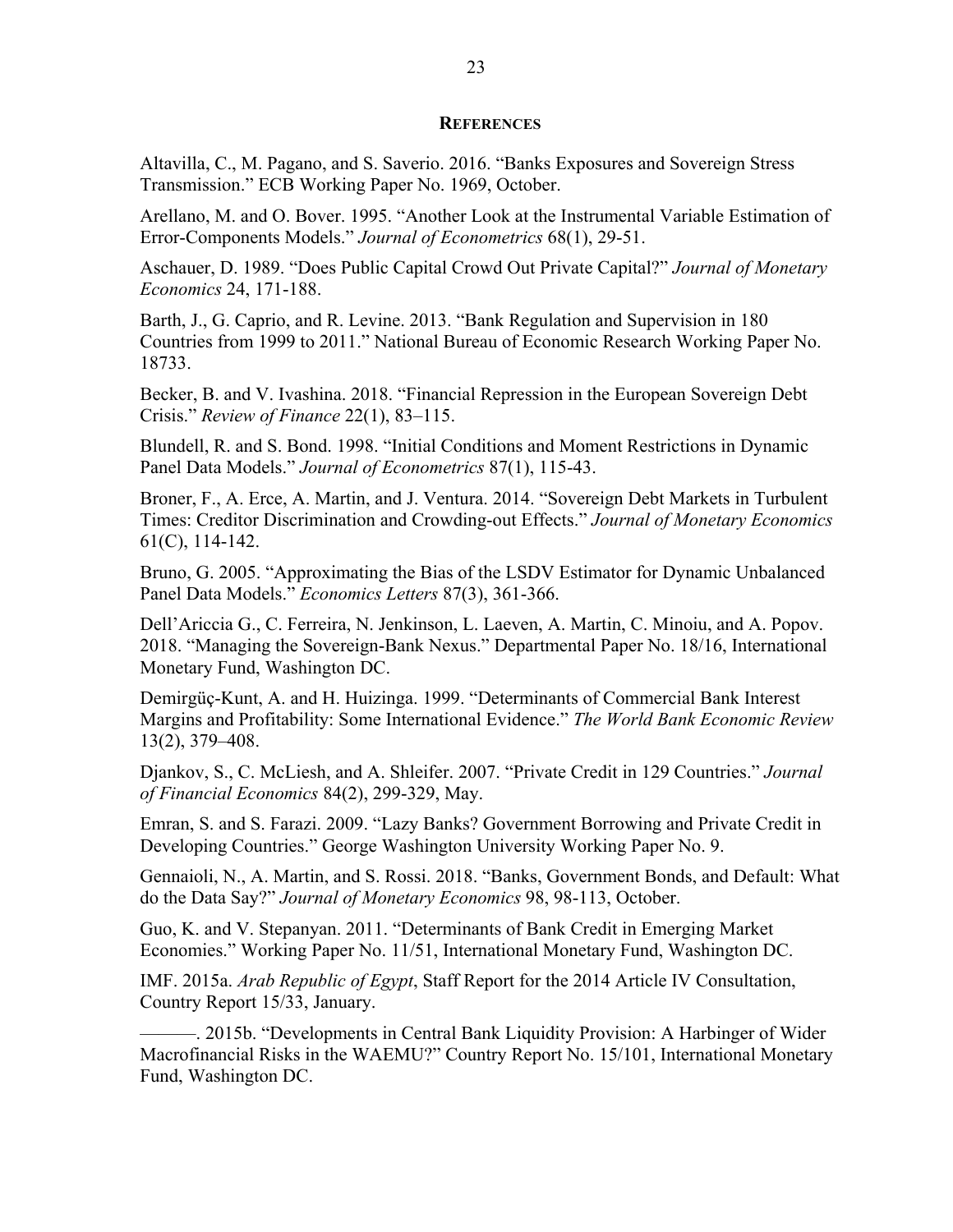## REFERENCES

Altavilla, C., M. Pagano, and S. Saverio. 2016. "Banks Exposures and Sovereign Stress Transmission." ECB Working Paper No. 1969, October.

Arellano, M. and O. Bover. 1995. "Another Look at the Instrumental Variable Estimation of Error-Components Models." *Journal of Econometrics* 68(1), 29-51.

Aschauer, D. 1989. "Does Public Capital Crowd Out Private Capital?" *Journal of Monetary Economics* 24, 171-188.

Barth, J., G. Caprio, and R. Levine. 2013. "Bank Regulation and Supervision in 180 Countries from 1999 to 2011." National Bureau of Economic Research Working Paper No. 18733.

Becker, B. and V. Ivashina. 2018. "Financial Repression in the European Sovereign Debt Crisis." *Review of Finance* 22(1), 83–115.

Blundell, R. and S. Bond. 1998. "Initial Conditions and Moment Restrictions in Dynamic Panel Data Models." *Journal of Econometrics* 87(1), 115-43.

Broner, F., A. Erce, A. Martin, and J. Ventura. 2014. "Sovereign Debt Markets in Turbulent Times: Creditor Discrimination and Crowding-out Effects." *Journal of Monetary Economics* 61(C), 114-142.

Bruno, G. 2005. "Approximating the Bias of the LSDV Estimator for Dynamic Unbalanced Panel Data Models." *Economics Letters* 87(3), 361-366.

Dell'Ariccia G., C. Ferreira, N. Jenkinson, L. Laeven, A. Martin, C. Minoiu, and A. Popov. 2018. "Managing the Sovereign-Bank Nexus." Departmental Paper No. 18/16, International Monetary Fund, Washington DC.

Demirgüç-Kunt, A. and H. Huizinga. 1999. "Determinants of Commercial Bank Interest Margins and Profitability: Some International Evidence." *The World Bank Economic Review* 13(2), 379–408.

Djankov, S., C. McLiesh, and A. Shleifer. 2007. "Private Credit in 129 Countries." *Journal of Financial Economics* 84(2), 299-329, May.

Emran, S. and S. Farazi. 2009. "Lazy Banks? Government Borrowing and Private Credit in Developing Countries." George Washington University Working Paper No. 9.

Gennaioli, N., A. Martin, and S. Rossi. 2018. "Banks, Government Bonds, and Default: What do the Data Say?" *Journal of Monetary Economics* 98, 98-113, October.

Guo, K. and V. Stepanyan. 2011. "Determinants of Bank Credit in Emerging Market Economies." Working Paper No. 11/51, International Monetary Fund, Washington DC.

IMF. 2015a. *Arab Republic of Egypt*, Staff Report for the 2014 Article IV Consultation, Country Report 15/33, January.

———. 2015b. "Developments in Central Bank Liquidity Provision: A Harbinger of Wider Macrofinancial Risks in the WAEMU?" Country Report No. 15/101, International Monetary Fund, Washington DC.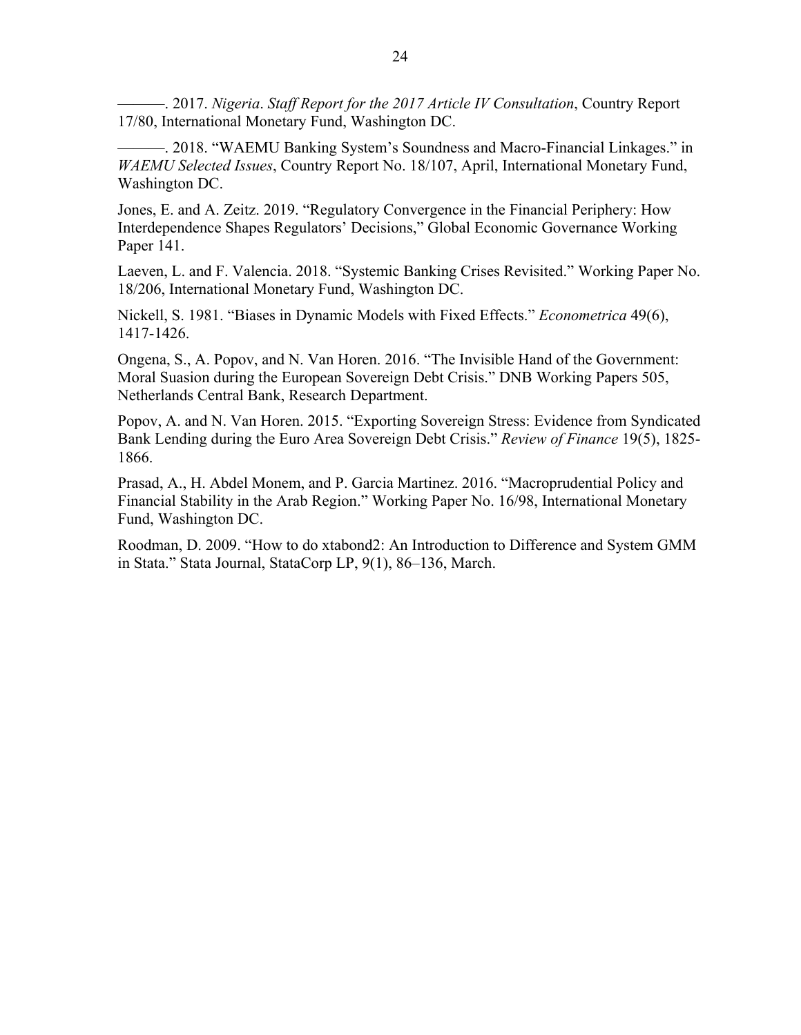———. 2017. *Nigeria*. *Staff Report for the 2017 Article IV Consultation*, Country Report 17/80, International Monetary Fund, Washington DC.

———. 2018. "WAEMU Banking System's Soundness and Macro-Financial Linkages." in *WAEMU Selected Issues*, Country Report No. 18/107, April, International Monetary Fund, Washington DC.

Jones, E. and A. Zeitz. 2019. "Regulatory Convergence in the Financial Periphery: How Interdependence Shapes Regulators' Decisions," Global Economic Governance Working Paper 141.

Laeven, L. and F. Valencia. 2018. "Systemic Banking Crises Revisited." Working Paper No. 18/206, International Monetary Fund, Washington DC.

Nickell, S. 1981. "Biases in Dynamic Models with Fixed Effects." *Econometrica* 49(6), 1417-1426.

Ongena, S., A. Popov, and N. Van Horen. 2016. "The Invisible Hand of the Government: Moral Suasion during the European Sovereign Debt Crisis." DNB Working Papers 505, Netherlands Central Bank, Research Department.

Popov, A. and N. Van Horen. 2015. "Exporting Sovereign Stress: Evidence from Syndicated Bank Lending during the Euro Area Sovereign Debt Crisis." *Review of Finance* 19(5), 1825-1866.

Prasad, A., H. Abdel Monem, and P. Garcia Martinez. 2016. "Macroprudential Policy and Financial Stability in the Arab Region." Working Paper No. 16/98, International Monetary Fund, Washington DC.

Roodman, D. 2009. "How to do xtabond2: An Introduction to Difference and System GMM in Stata." Stata Journal, StataCorp LP, 9(1), 86–136, March.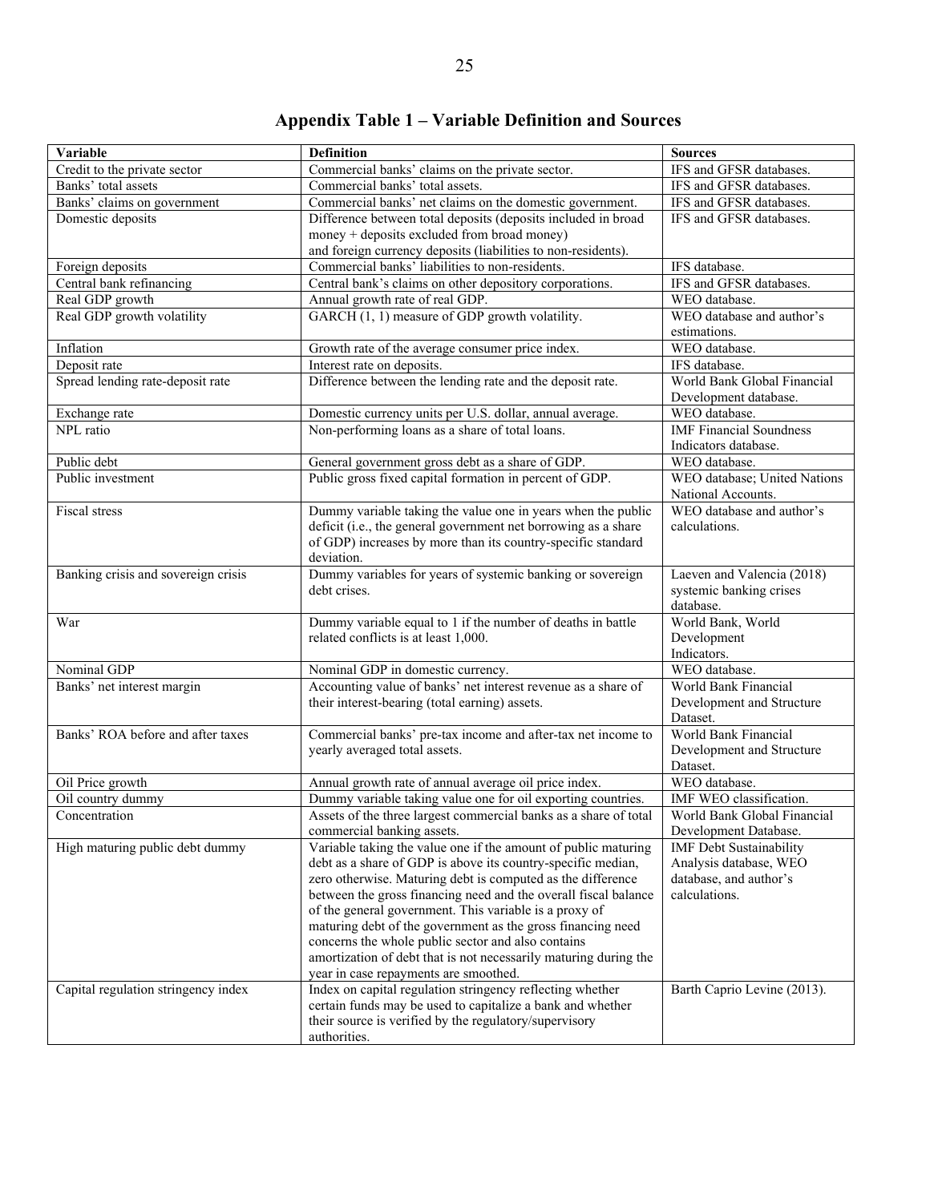# Appendix Table 1 – Variable Definition and Sources

| Variable | Definition | Sources |
|---|---|---|
| Credit to the private sector | Commercial banks' claims on the private sector. | IFS and GFSR databases. |
| Banks' total assets | Commercial banks' total assets. | IFS and GFSR databases. |
| Banks' claims on government | Commercial banks' net claims on the domestic government. | IFS and GFSR databases. |
| Domestic deposits | Difference between total deposits (deposits included in broad money + deposits excluded from broad money) and foreign currency deposits (liabilities to non-residents). | IFS and GFSR databases. |
| Foreign deposits | Commercial banks' liabilities to non-residents. | IFS database. |
| Central bank refinancing | Central bank's claims on other depository corporations. | IFS and GFSR databases. |
| Real GDP growth | Annual growth rate of real GDP. | WEO database. |
| Real GDP growth volatility | GARCH (1, 1) measure of GDP growth volatility. | WEO database and author's estimations. |
| Inflation | Growth rate of the average consumer price index. | WEO database. |
| Deposit rate | Interest rate on deposits. | IFS database. |
| Spread lending rate-deposit rate | Difference between the lending rate and the deposit rate. | World Bank Global Financial Development database. |
| Exchange rate | Domestic currency units per U.S. dollar, annual average. | WEO database. |
| NPL ratio | Non-performing loans as a share of total loans. | IMF Financial Soundness Indicators database. |
| Public debt | General government gross debt as a share of GDP. | WEO database. |
| Public investment | Public gross fixed capital formation in percent of GDP. | WEO database; United Nations National Accounts. |
| Fiscal stress | Dummy variable taking the value one in years when the public deficit (i.e., the general government net borrowing as a share of GDP) increases by more than its country-specific standard deviation. | WEO database and author's calculations. |
| Banking crisis and sovereign crisis | Dummy variables for years of systemic banking or sovereign debt crises. | Laeven and Valencia (2018) systemic banking crises database. |
| War | Dummy variable equal to 1 if the number of deaths in battle related conflicts is at least 1,000. | World Bank, World Development Indicators. |
| Nominal GDP | Nominal GDP in domestic currency. | WEO database. |
| Banks' net interest margin | Accounting value of banks' net interest revenue as a share of their interest-bearing (total earning) assets. | World Bank Financial Development and Structure Dataset. |
| Banks' ROA before and after taxes | Commercial banks' pre-tax income and after-tax net income to yearly averaged total assets. | World Bank Financial Development and Structure Dataset. |
| Oil Price growth | Annual growth rate of annual average oil price index. | WEO database. |
| Oil country dummy | Dummy variable taking value one for oil exporting countries. | IMF WEO classification. |
| Concentration | Assets of the three largest commercial banks as a share of total commercial banking assets. | World Bank Global Financial Development Database. |
| High maturing public debt dummy | Variable taking the value one if the amount of public maturing debt as a share of GDP is above its country-specific median, zero otherwise. Maturing debt is computed as the difference between the gross financing need and the overall fiscal balance of the general government. This variable is a proxy of maturing debt of the government as the gross financing need concerns the whole public sector and also contains amortization of debt that is not necessarily maturing during the year in case repayments are smoothed. | IMF Debt Sustainability Analysis database, WEO database, and author's calculations. |
| Capital regulation stringency index | Index on capital regulation stringency reflecting whether certain funds may be used to capitalize a bank and whether their source is verified by the regulatory/supervisory authorities. | Barth Caprio Levine (2013). |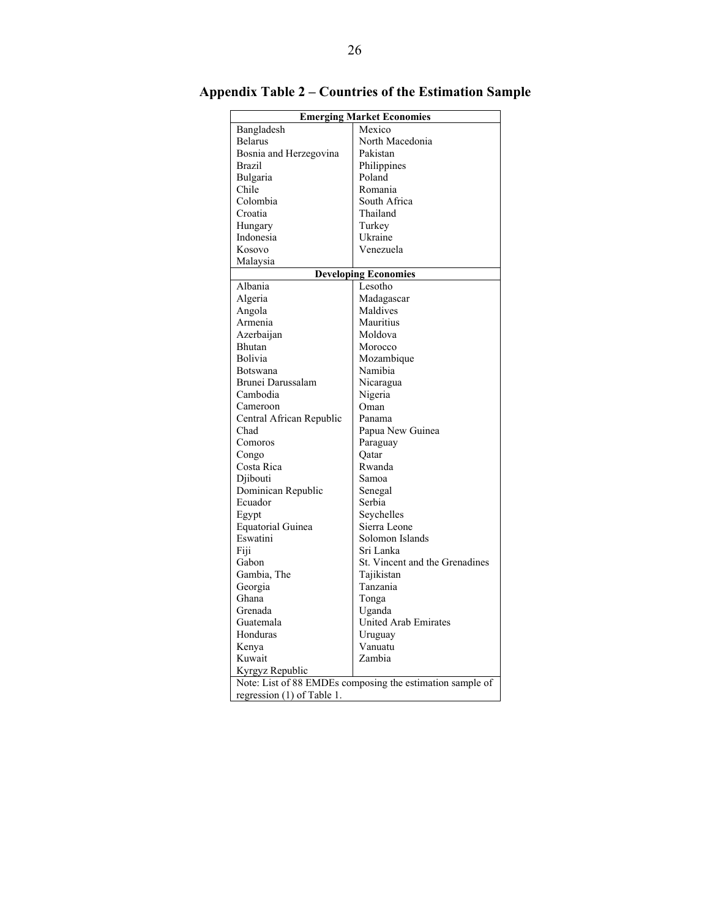# Appendix Table 2 – Countries of the Estimation Sample

| Emerging Market Economies | |
|---|---|
| Bangladesh | Mexico |
| Belarus | North Macedonia |
| Bosnia and Herzegovina | Pakistan |
| Brazil | Philippines |
| Bulgaria | Poland |
| Chile | Romania |
| Colombia | South Africa |
| Croatia | Thailand |
| Hungary | Turkey |
| Indonesia | Ukraine |
| Kosovo | Venezuela |
| Malaysia | |
| **Developing Economies** | |
| Albania | Lesotho |
| Algeria | Madagascar |
| Angola | Maldives |
| Armenia | Mauritius |
| Azerbaijan | Moldova |
| Bhutan | Morocco |
| Bolivia | Mozambique |
| Botswana | Namibia |
| Brunei Darussalam | Nicaragua |
| Cambodia | Nigeria |
| Cameroon | Oman |
| Central African Republic | Panama |
| Chad | Papua New Guinea |
| Comoros | Paraguay |
| Congo | Qatar |
| Costa Rica | Rwanda |
| Djibouti | Samoa |
| Dominican Republic | Senegal |
| Ecuador | Serbia |
| Egypt | Seychelles |
| Equatorial Guinea | Sierra Leone |
| Eswatini | Solomon Islands |
| Fiji | Sri Lanka |
| Gabon | St. Vincent and the Grenadines |
| Gambia, The | Tajikistan |
| Georgia | Tanzania |
| Ghana | Tonga |
| Grenada | Uganda |
| Guatemala | United Arab Emirates |
| Honduras | Uruguay |
| Kenya | Vanuatu |
| Kuwait | Zambia |
| Kyrgyz Republic | |

Note: List of 88 EMDEs composing the estimation sample of regression (1) of Table 1.